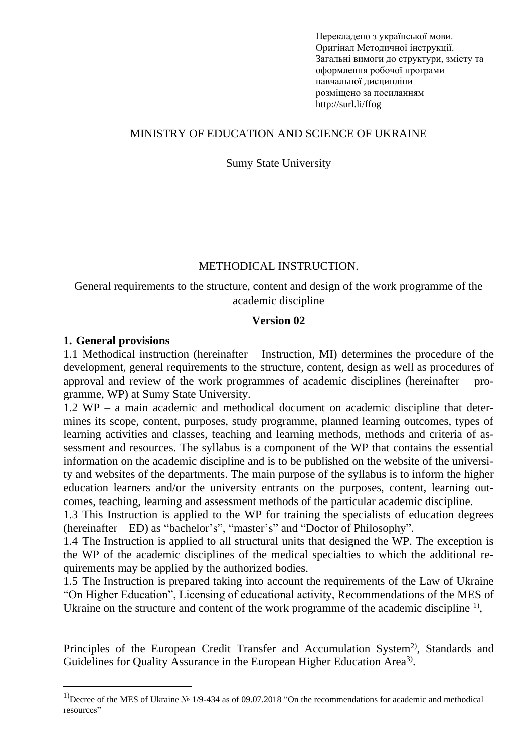Перекладено з української мови.
Оригінал Методичної інструкції.
Загальні вимоги до структури, змісту та оформлення робочої програми навчальної дисципліни
розміщено за посиланням
http://surl.li/ffog

MINISTRY OF EDUCATION AND SCIENCE OF UKRAINE

Sumy State University

METHODICAL INSTRUCTION.

General requirements to the structure, content and design of the work programme of the academic discipline

**Version 02**

## 1. General provisions

1.1 Methodical instruction (hereinafter – Instruction, MI) determines the procedure of the development, general requirements to the structure, content, design as well as procedures of approval and review of the work programmes of academic disciplines (hereinafter – programme, WP) at Sumy State University.

1.2 WP – a main academic and methodical document on academic discipline that determines its scope, content, purposes, study programme, planned learning outcomes, types of learning activities and classes, teaching and learning methods, methods and criteria of assessment and resources. The syllabus is a component of the WP that contains the essential information on the academic discipline and is to be published on the website of the university and websites of the departments. The main purpose of the syllabus is to inform the higher education learners and/or the university entrants on the purposes, content, learning outcomes, teaching, learning and assessment methods of the particular academic discipline.

1.3 This Instruction is applied to the WP for training the specialists of education degrees (hereinafter – ED) as "bachelor's", "master's" and "Doctor of Philosophy".

1.4 The Instruction is applied to all structural units that designed the WP. The exception is the WP of the academic disciplines of the medical specialties to which the additional requirements may be applied by the authorized bodies.

1.5 The Instruction is prepared taking into account the requirements of the Law of Ukraine "On Higher Education", Licensing of educational activity, Recommendations of the MES of Ukraine on the structure and content of the work programme of the academic discipline [1)],

Principles of the European Credit Transfer and Accumulation System[2)], Standards and Guidelines for Quality Assurance in the European Higher Education Area[3)].

---

[1)] Decree of the MES of Ukraine № 1/9-434 as of 09.07.2018 "On the recommendations for academic and methodical resources"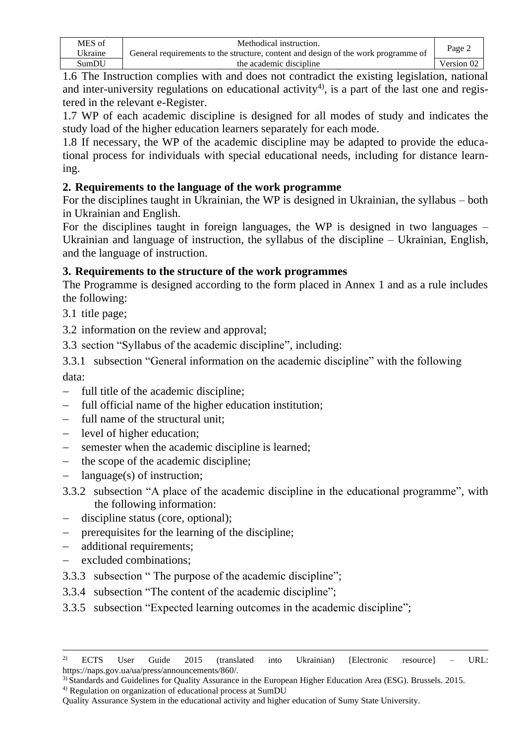1.6 The Instruction complies with and does not contradict the existing legislation, national and inter-university regulations on educational activity[4], is a part of the last one and registered in the relevant e-Register.

1.7 WP of each academic discipline is designed for all modes of study and indicates the study load of the higher education learners separately for each mode.

1.8 If necessary, the WP of the academic discipline may be adapted to provide the educational process for individuals with special educational needs, including for distance learning.

## 2. Requirements to the language of the work programme

For the disciplines taught in Ukrainian, the WP is designed in Ukrainian, the syllabus – both in Ukrainian and English.

For the disciplines taught in foreign languages, the WP is designed in two languages – Ukrainian and language of instruction, the syllabus of the discipline – Ukrainian, English, and the language of instruction.

## 3. Requirements to the structure of the work programmes

The Programme is designed according to the form placed in Annex 1 and as a rule includes the following:

3.1 title page;

3.2 information on the review and approval;

3.3 section "Syllabus of the academic discipline", including:

3.3.1 subsection "General information on the academic discipline" with the following data:

- full title of the academic discipline;
- full official name of the higher education institution;
- full name of the structural unit;
- level of higher education;
- semester when the academic discipline is learned;
- the scope of the academic discipline;
- language(s) of instruction;

3.3.2 subsection "A place of the academic discipline in the educational programme", with the following information:

- discipline status (core, optional);
- prerequisites for the learning of the discipline;
- additional requirements;
- excluded combinations;

3.3.3 subsection " The purpose of the academic discipline";

3.3.4 subsection "The content of the academic discipline";

3.3.5 subsection "Expected learning outcomes in the academic discipline";

---

[2] ECTS User Guide 2015 (translated into Ukrainian) [Electronic resource] – URL: https://naps.gov.ua/ua/press/announcements/860/.

[3] Standards and Guidelines for Quality Assurance in the European Higher Education Area (ESG). Brussels. 2015.

[4] Regulation on organization of educational process at SumDU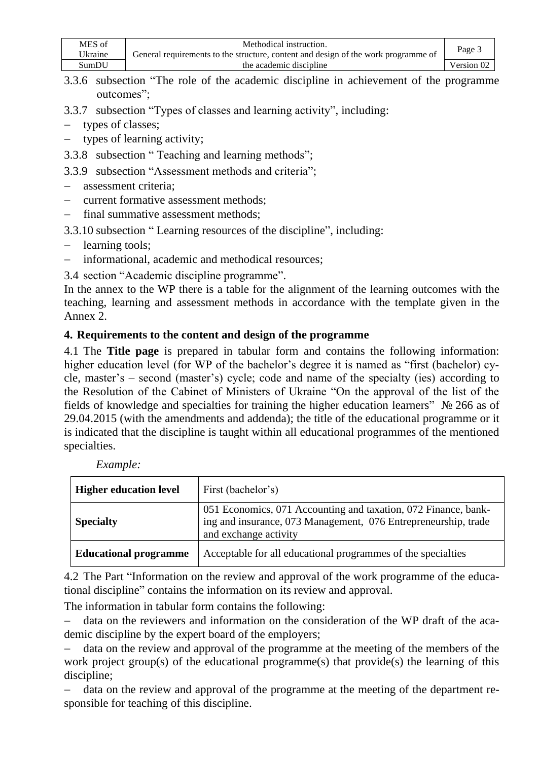3.3.6 subsection “The role of the academic discipline in achievement of the programme outcomes”;

3.3.7 subsection “Types of classes and learning activity”, including:

- types of classes;
- types of learning activity;

3.3.8 subsection “ Teaching and learning methods”;

3.3.9 subsection “Assessment methods and criteria”;

- assessment criteria;
- current formative assessment methods;
- final summative assessment methods;

3.3.10 subsection “ Learning resources of the discipline”, including:

- learning tools;
- informational, academic and methodical resources;

3.4 section “Academic discipline programme”.

In the annex to the WP there is a table for the alignment of the learning outcomes with the teaching, learning and assessment methods in accordance with the template given in the Annex 2.

## 4. Requirements to the content and design of the programme

4.1 The **Title page** is prepared in tabular form and contains the following information: higher education level (for WP of the bachelor’s degree it is named as “first (bachelor) cycle, master’s – second (master’s) cycle; code and name of the specialty (ies) according to the Resolution of the Cabinet of Ministers of Ukraine “On the approval of the list of the fields of knowledge and specialties for training the higher education learners” № 266 as of 29.04.2015 (with the amendments and addenda); the title of the educational programme or it is indicated that the discipline is taught within all educational programmes of the mentioned specialties.

*Example:*

| **Higher education level** | First (bachelor’s) |
|---|---|
| **Specialty** | 051 Economics, 071 Accounting and taxation, 072 Finance, banking and insurance, 073 Management, 076 Entrepreneurship, trade and exchange activity |
| **Educational programme** | Acceptable for all educational programmes of the specialties |

4.2 The Part “Information on the review and approval of the work programme of the educational discipline” contains the information on its review and approval.

The information in tabular form contains the following:

- data on the reviewers and information on the consideration of the WP draft of the academic discipline by the expert board of the employers;
- data on the review and approval of the programme at the meeting of the members of the work project group(s) of the educational programme(s) that provide(s) the learning of this discipline;
- data on the review and approval of the programme at the meeting of the department responsible for teaching of this discipline.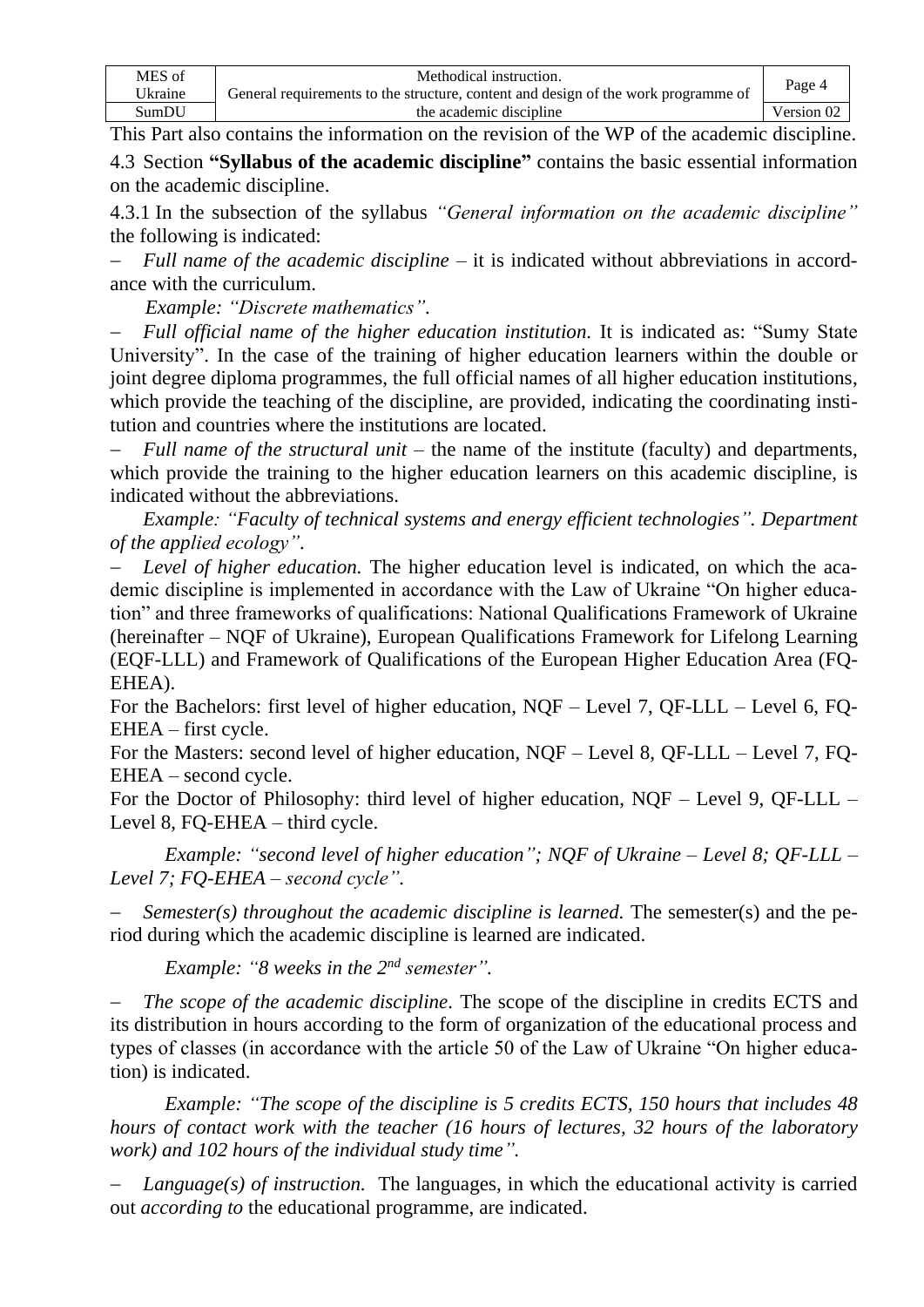This Part also contains the information on the revision of the WP of the academic discipline.

4.3 Section **“Syllabus of the academic discipline”** contains the basic essential information on the academic discipline.

4.3.1 In the subsection of the syllabus *“General information on the academic discipline”* the following is indicated:

– *Full name of the academic discipline* – it is indicated without abbreviations in accordance with the curriculum.

*Example: “Discrete mathematics”.*

– *Full official name of the higher education institution.* It is indicated as: “Sumy State University”. In the case of the training of higher education learners within the double or joint degree diploma programmes, the full official names of all higher education institutions, which provide the teaching of the discipline, are provided, indicating the coordinating institution and countries where the institutions are located.

– *Full name of the structural unit* – the name of the institute (faculty) and departments, which provide the training to the higher education learners on this academic discipline, is indicated without the abbreviations.

*Example: “Faculty of technical systems and energy efficient technologies”. Department of the applied ecology”.*

– *Level of higher education.* The higher education level is indicated, on which the academic discipline is implemented in accordance with the Law of Ukraine “On higher education” and three frameworks of qualifications: National Qualifications Framework of Ukraine (hereinafter – NQF of Ukraine), European Qualifications Framework for Lifelong Learning (EQF-LLL) and Framework of Qualifications of the European Higher Education Area (FQ-EHEA).

For the Bachelors: first level of higher education, NQF – Level 7, QF-LLL – Level 6, FQ-EHEA – first cycle.

For the Masters: second level of higher education, NQF – Level 8, QF-LLL – Level 7, FQ-EHEA – second cycle.

For the Doctor of Philosophy: third level of higher education, NQF – Level 9, QF-LLL – Level 8, FQ-EHEA – third cycle.

*Example: “second level of higher education”; NQF of Ukraine – Level 8; QF-LLL – Level 7; FQ-EHEA – second cycle”.*

– *Semester(s) throughout the academic discipline is learned.* The semester(s) and the period during which the academic discipline is learned are indicated.

*Example: “8 weeks in the 2nd semester”.*

– *The scope of the academic discipline.* The scope of the discipline in credits ECTS and its distribution in hours according to the form of organization of the educational process and types of classes (in accordance with the article 50 of the Law of Ukraine “On higher education) is indicated.

*Example: “The scope of the discipline is 5 credits ECTS, 150 hours that includes 48 hours of contact work with the teacher (16 hours of lectures, 32 hours of the laboratory work) and 102 hours of the individual study time”.*

– *Language(s) of instruction.* The languages, in which the educational activity is carried out *according to* the educational programme, are indicated.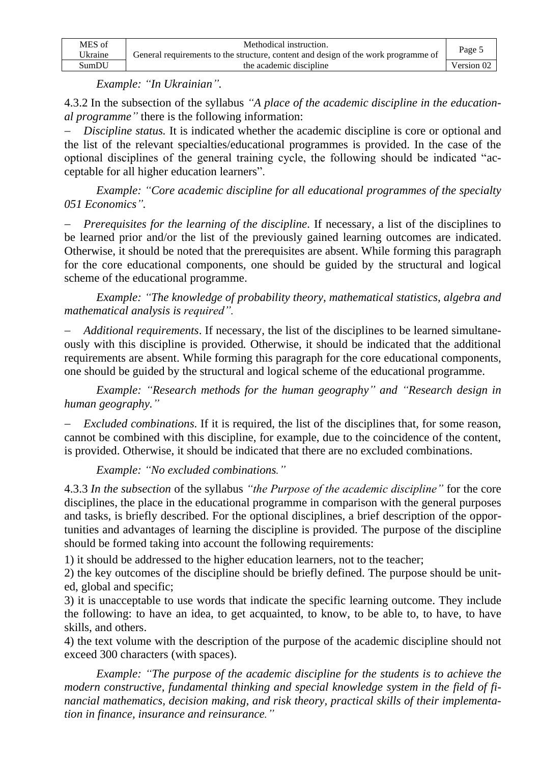*Example: "In Ukrainian".*

4.3.2 In the subsection of the syllabus *"A place of the academic discipline in the educational programme"* there is the following information:

– *Discipline status.* It is indicated whether the academic discipline is core or optional and the list of the relevant specialties/educational programmes is provided. In the case of the optional disciplines of the general training cycle, the following should be indicated "acceptable for all higher education learners".

*Example: "Core academic discipline for all educational programmes of the specialty 051 Economics".*

– *Prerequisites for the learning of the discipline*. If necessary, a list of the disciplines to be learned prior and/or the list of the previously gained learning outcomes are indicated. Otherwise, it should be noted that the prerequisites are absent. While forming this paragraph for the core educational components, one should be guided by the structural and logical scheme of the educational programme.

*Example: "The knowledge of probability theory, mathematical statistics, algebra and mathematical analysis is required".*

– *Additional requirements*. If necessary, the list of the disciplines to be learned simultaneously with this discipline is provided*.* Otherwise, it should be indicated that the additional requirements are absent. While forming this paragraph for the core educational components, one should be guided by the structural and logical scheme of the educational programme.

*Example: "Research methods for the human geography" and "Research design in human geography."*

– *Excluded combinations.* If it is required, the list of the disciplines that, for some reason, cannot be combined with this discipline, for example, due to the coincidence of the content, is provided. Otherwise, it should be indicated that there are no excluded combinations.

*Example: "No excluded combinations."*

4.3.3 *In the subsection* of the syllabus *"the Purpose of the academic discipline"* for the core disciplines, the place in the educational programme in comparison with the general purposes and tasks, is briefly described. For the optional disciplines, a brief description of the opportunities and advantages of learning the discipline is provided. The purpose of the discipline should be formed taking into account the following requirements:

1) it should be addressed to the higher education learners, not to the teacher;

2) the key outcomes of the discipline should be briefly defined. The purpose should be united, global and specific;

3) it is unacceptable to use words that indicate the specific learning outcome. They include the following: to have an idea, to get acquainted, to know, to be able to, to have, to have skills, and others.

4) the text volume with the description of the purpose of the academic discipline should not exceed 300 characters (with spaces).

*Example: "The purpose of the academic discipline for the students is to achieve the modern constructive, fundamental thinking and special knowledge system in the field of financial mathematics, decision making, and risk theory, practical skills of their implementation in finance, insurance and reinsurance."*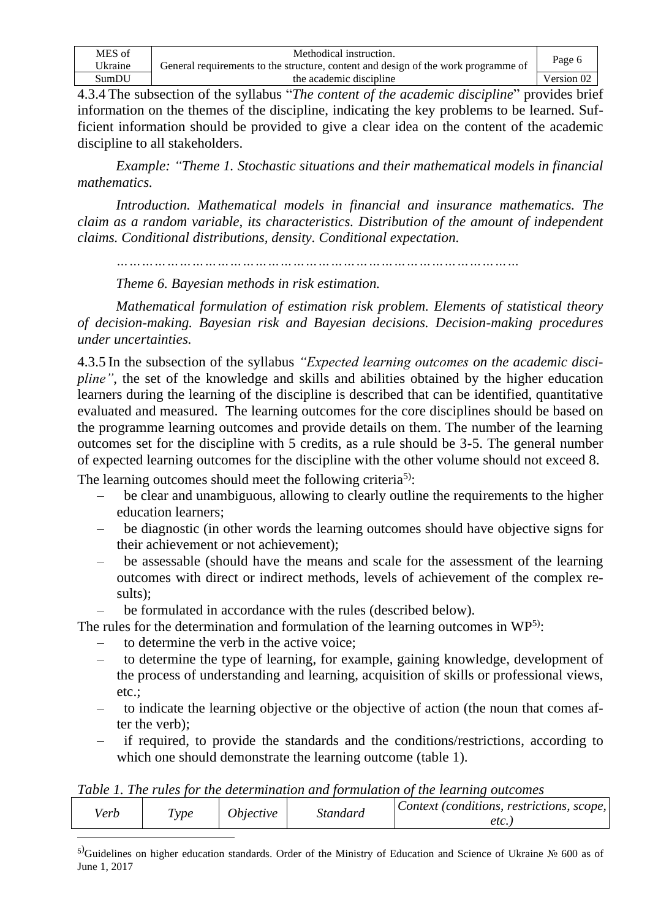4.3.4 The subsection of the syllabus "*The content of the academic discipline*" provides brief information on the themes of the discipline, indicating the key problems to be learned. Sufficient information should be provided to give a clear idea on the content of the academic discipline to all stakeholders.

*Example: "Theme 1. Stochastic situations and their mathematical models in financial mathematics.*

*Introduction. Mathematical models in financial and insurance mathematics. The claim as a random variable, its characteristics. Distribution of the amount of independent claims. Conditional distributions, density. Conditional expectation.*

*……………………………………………………………………………………*

*Theme 6. Bayesian methods in risk estimation.*

*Mathematical formulation of estimation risk problem. Elements of statistical theory of decision-making. Bayesian risk and Bayesian decisions. Decision-making procedures under uncertainties.*

4.3.5 In the subsection of the syllabus *"Expected learning outcomes on the academic discipline"*, the set of the knowledge and skills and abilities obtained by the higher education learners during the learning of the discipline is described that can be identified, quantitative evaluated and measured. The learning outcomes for the core disciplines should be based on the programme learning outcomes and provide details on them. The number of the learning outcomes set for the discipline with 5 credits, as a rule should be 3-5. The general number of expected learning outcomes for the discipline with the other volume should not exceed 8.

The learning outcomes should meet the following criteria[5)]:

– be clear and unambiguous, allowing to clearly outline the requirements to the higher education learners;
– be diagnostic (in other words the learning outcomes should have objective signs for their achievement or not achievement);
– be assessable (should have the means and scale for the assessment of the learning outcomes with direct or indirect methods, levels of achievement of the complex results);
– be formulated in accordance with the rules (described below).

The rules for the determination and formulation of the learning outcomes in WP[5)]:

– to determine the verb in the active voice;
– to determine the type of learning, for example, gaining knowledge, development of the process of understanding and learning, acquisition of skills or professional views, etc.;
– to indicate the learning objective or the objective of action (the noun that comes after the verb);
– if required, to provide the standards and the conditions/restrictions, according to which one should demonstrate the learning outcome (table 1).

*Table 1. The rules for the determination and formulation of the learning outcomes*

| *Verb* | *Type* | *Objective* | *Standard* | *Context (conditions, restrictions, scope, etc.)* |
|---|---|---|---|---|

[5)]Guidelines on higher education standards. Order of the Ministry of Education and Science of Ukraine № 600 as of June 1, 2017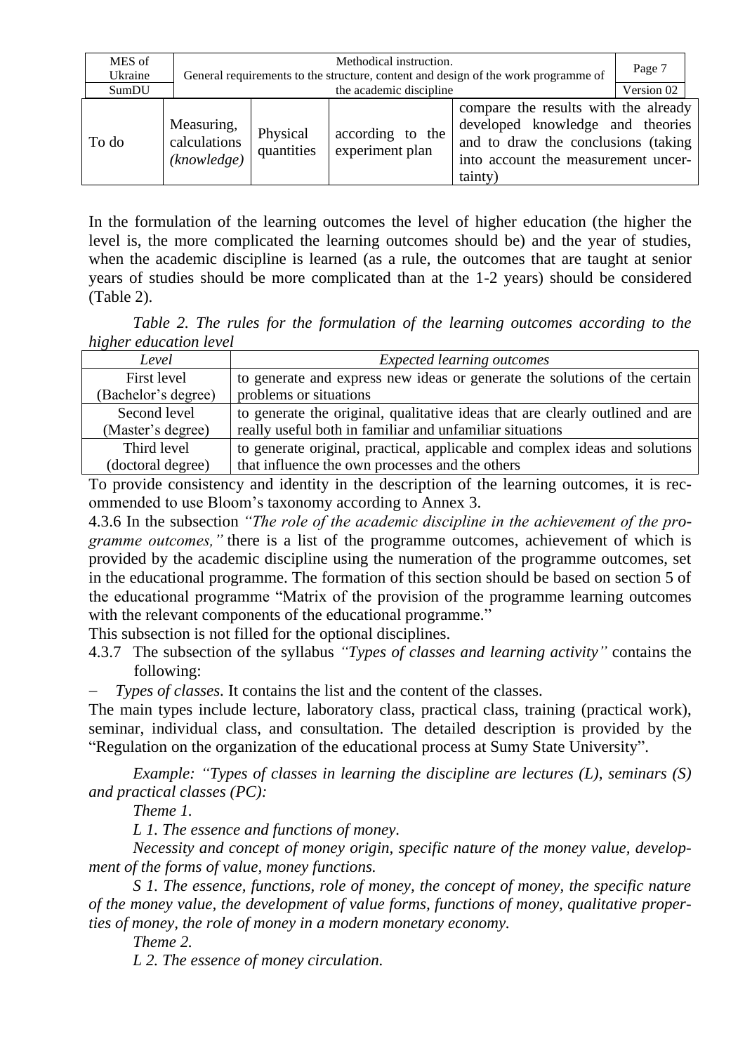| To do | Measuring, calculations *(knowledge)* | Physical quantities | according to the experiment plan | compare the results with the already developed knowledge and theories and to draw the conclusions (taking into account the measurement uncertainty) |
|---|---|---|---|---|

In the formulation of the learning outcomes the level of higher education (the higher the level is, the more complicated the learning outcomes should be) and the year of studies, when the academic discipline is learned (as a rule, the outcomes that are taught at senior years of studies should be more complicated than at the 1-2 years) should be considered (Table 2).

*Table 2. The rules for the formulation of the learning outcomes according to the higher education level*

| *Level* | *Expected learning outcomes* |
|---|---|
| First level (Bachelor's degree) | to generate and express new ideas or generate the solutions of the certain problems or situations |
| Second level (Master's degree) | to generate the original, qualitative ideas that are clearly outlined and are really useful both in familiar and unfamiliar situations |
| Third level (doctoral degree) | to generate original, practical, applicable and complex ideas and solutions that influence the own processes and the others |

To provide consistency and identity in the description of the learning outcomes, it is recommended to use Bloom's taxonomy according to Annex 3.

4.3.6 In the subsection *"The role of the academic discipline in the achievement of the programme outcomes,"* there is a list of the programme outcomes, achievement of which is provided by the academic discipline using the numeration of the programme outcomes, set in the educational programme. The formation of this section should be based on section 5 of the educational programme "Matrix of the provision of the programme learning outcomes with the relevant components of the educational programme."

This subsection is not filled for the optional disciplines.

4.3.7 The subsection of the syllabus *"Types of classes and learning activity"* contains the following:

– *Types of classes*. It contains the list and the content of the classes.

The main types include lecture, laboratory class, practical class, training (practical work), seminar, individual class, and consultation. The detailed description is provided by the "Regulation on the organization of the educational process at Sumy State University".

*Example: "Types of classes in learning the discipline are lectures (L), seminars (S) and practical classes (PC):*

*Theme 1.*

*L 1. The essence and functions of money.*

*Necessity and concept of money origin, specific nature of the money value, development of the forms of value, money functions.*

*S 1. The essence, functions, role of money, the concept of money, the specific nature of the money value, the development of value forms, functions of money, qualitative properties of money, the role of money in a modern monetary economy.*

*Theme 2.*

*L 2. The essence of money circulation.*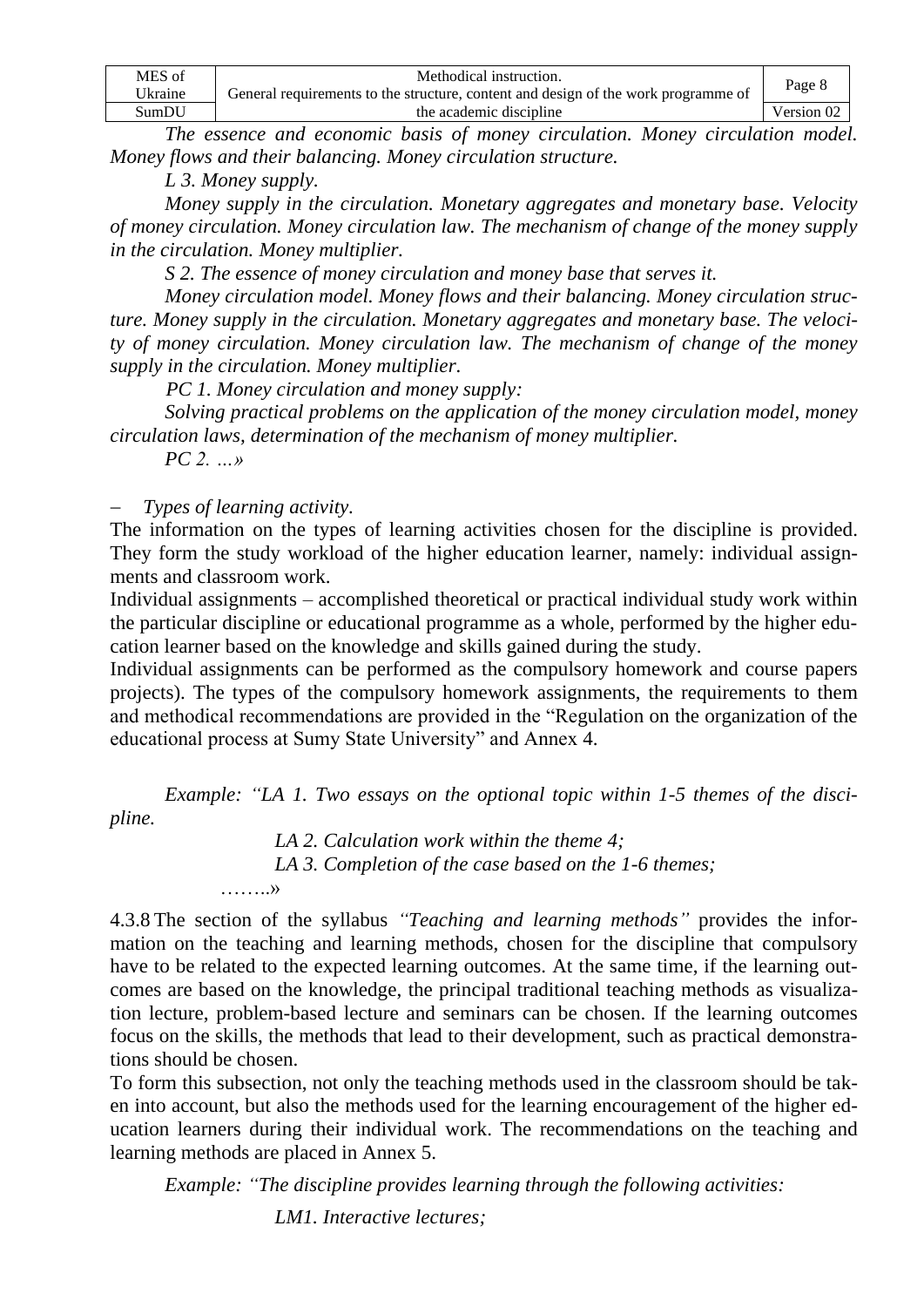*The essence and economic basis of money circulation. Money circulation model. Money flows and their balancing. Money circulation structure.*

*L 3. Money supply.*

*Money supply in the circulation. Monetary aggregates and monetary base. Velocity of money circulation. Money circulation law. The mechanism of change of the money supply in the circulation. Money multiplier.*

*S 2. The essence of money circulation and money base that serves it.*

*Money circulation model. Money flows and their balancing. Money circulation structure. Money supply in the circulation. Monetary aggregates and monetary base. The velocity of money circulation. Money circulation law. The mechanism of change of the money supply in the circulation. Money multiplier.*

*PC 1. Money circulation and money supply:*

*Solving practical problems on the application of the money circulation model, money circulation laws, determination of the mechanism of money multiplier.*

*PC 2. …»*

– *Types of learning activity*.

The information on the types of learning activities chosen for the discipline is provided. They form the study workload of the higher education learner, namely: individual assignments and classroom work.

Individual assignments – accomplished theoretical or practical individual study work within the particular discipline or educational programme as a whole, performed by the higher education learner based on the knowledge and skills gained during the study.

Individual assignments can be performed as the compulsory homework and course papers projects). The types of the compulsory homework assignments, the requirements to them and methodical recommendations are provided in the "Regulation on the organization of the educational process at Sumy State University" and Annex 4.

*Example: "LA 1. Two essays on the optional topic within 1-5 themes of the discipline.*

*LA 2. Calculation work within the theme 4;*

*LA 3. Completion of the case based on the 1-6 themes;*

……..»

4.3.8 The section of the syllabus *"Teaching and learning methods"* provides the information on the teaching and learning methods, chosen for the discipline that compulsory have to be related to the expected learning outcomes. At the same time, if the learning outcomes are based on the knowledge, the principal traditional teaching methods as visualization lecture, problem-based lecture and seminars can be chosen. If the learning outcomes focus on the skills, the methods that lead to their development, such as practical demonstrations should be chosen.

To form this subsection, not only the teaching methods used in the classroom should be taken into account, but also the methods used for the learning encouragement of the higher education learners during their individual work. The recommendations on the teaching and learning methods are placed in Annex 5.

*Example: "The discipline provides learning through the following activities:*

*LM1. Interactive lectures;*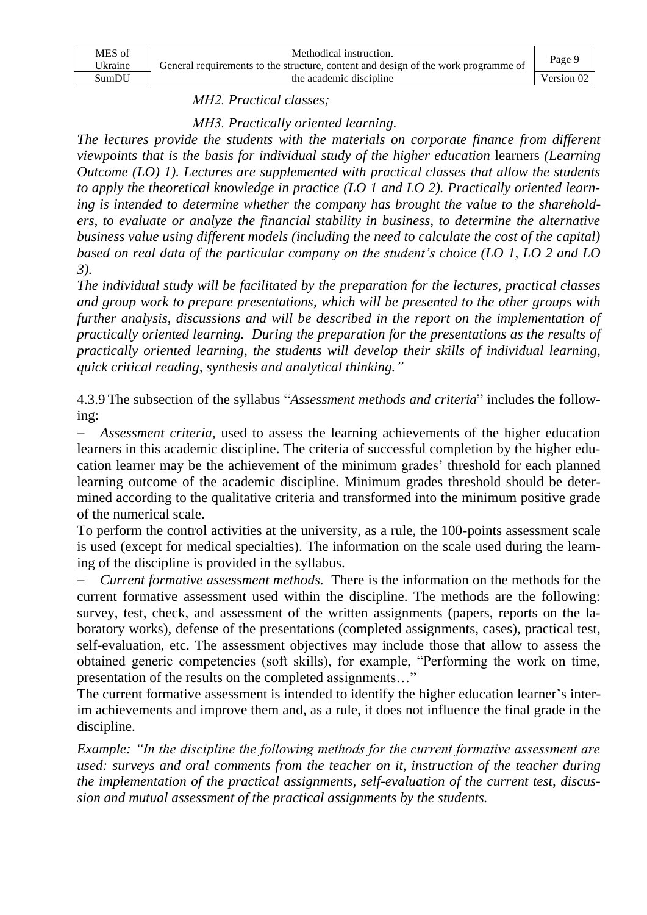*MH2. Practical classes;*

*MH3. Practically oriented learning.*

*The lectures provide the students with the materials on corporate finance from different viewpoints that is the basis for individual study of the higher education* learners *(Learning Outcome (LO) 1). Lectures are supplemented with practical classes that allow the students to apply the theoretical knowledge in practice (LO 1 and LO 2). Practically oriented learning is intended to determine whether the company has brought the value to the shareholders, to evaluate or analyze the financial stability in business, to determine the alternative business value using different models (including the need to calculate the cost of the capital) based on real data of the particular company on the student's choice (LO 1, LO 2 and LO 3).*

*The individual study will be facilitated by the preparation for the lectures, practical classes and group work to prepare presentations, which will be presented to the other groups with further analysis, discussions and will be described in the report on the implementation of practically oriented learning. During the preparation for the presentations as the results of practically oriented learning, the students will develop their skills of individual learning, quick critical reading, synthesis and analytical thinking."*

4.3.9 The subsection of the syllabus "*Assessment methods and criteria*" includes the following:

– *Assessment criteria,* used to assess the learning achievements of the higher education learners in this academic discipline. The criteria of successful completion by the higher education learner may be the achievement of the minimum grades' threshold for each planned learning outcome of the academic discipline. Minimum grades threshold should be determined according to the qualitative criteria and transformed into the minimum positive grade of the numerical scale.

To perform the control activities at the university, as a rule, the 100-points assessment scale is used (except for medical specialties). The information on the scale used during the learning of the discipline is provided in the syllabus.

– *Current formative assessment methods.* There is the information on the methods for the current formative assessment used within the discipline. The methods are the following: survey, test, check, and assessment of the written assignments (papers, reports on the laboratory works), defense of the presentations (completed assignments, cases), practical test, self-evaluation, etc. The assessment objectives may include those that allow to assess the obtained generic competencies (soft skills), for example, "Performing the work on time, presentation of the results on the completed assignments…"

The current formative assessment is intended to identify the higher education learner's interim achievements and improve them and, as a rule, it does not influence the final grade in the discipline.

*Example: "In the discipline the following methods for the current formative assessment are used: surveys and oral comments from the teacher on it, instruction of the teacher during the implementation of the practical assignments, self-evaluation of the current test, discussion and mutual assessment of the practical assignments by the students.*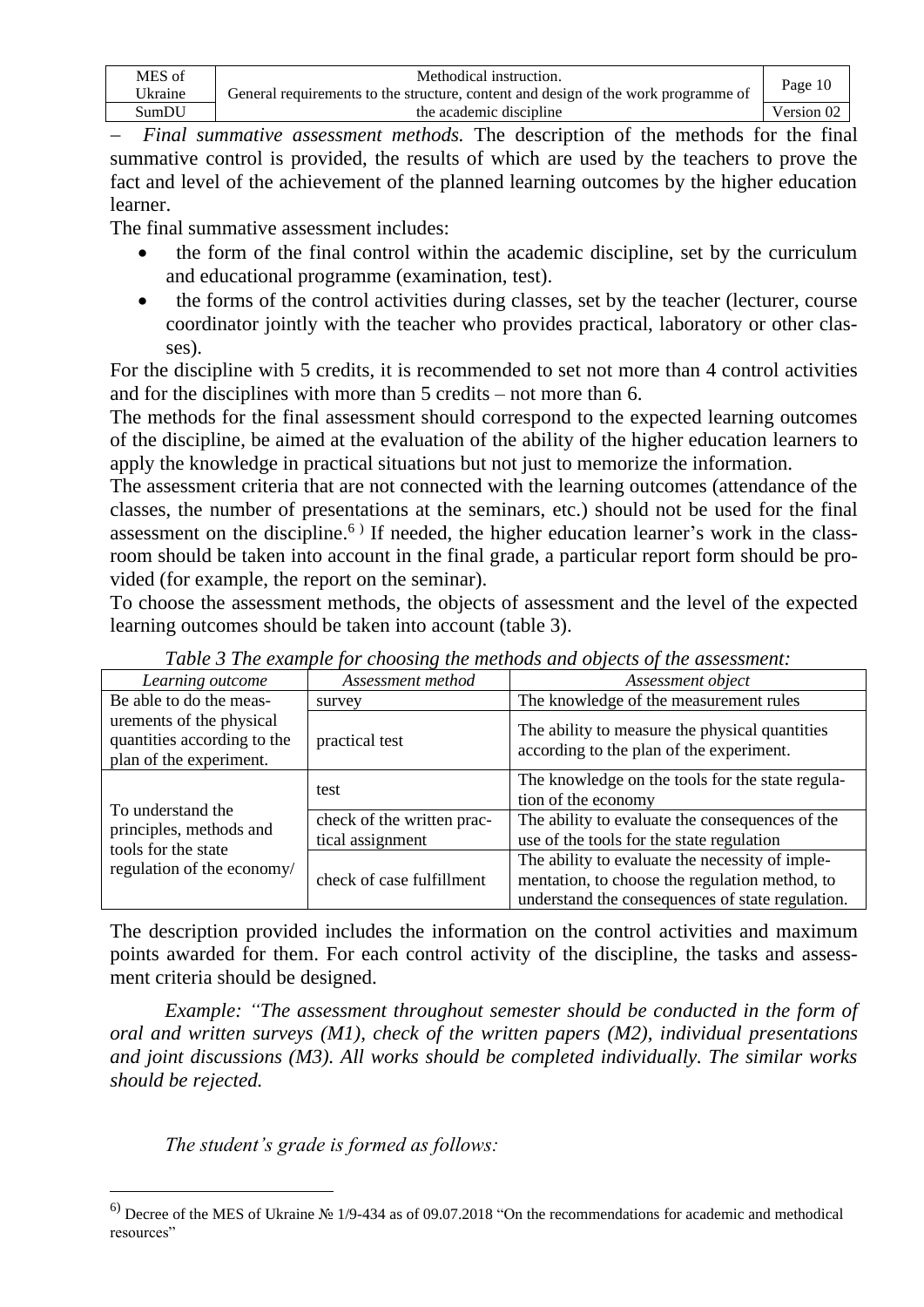– *Final summative assessment methods.* The description of the methods for the final summative control is provided, the results of which are used by the teachers to prove the fact and level of the achievement of the planned learning outcomes by the higher education learner.

The final summative assessment includes:

- the form of the final control within the academic discipline, set by the curriculum and educational programme (examination, test).
- the forms of the control activities during classes, set by the teacher (lecturer, course coordinator jointly with the teacher who provides practical, laboratory or other classes).

For the discipline with 5 credits, it is recommended to set not more than 4 control activities and for the disciplines with more than 5 credits – not more than 6.

The methods for the final assessment should correspond to the expected learning outcomes of the discipline, be aimed at the evaluation of the ability of the higher education learners to apply the knowledge in practical situations but not just to memorize the information.

The assessment criteria that are not connected with the learning outcomes (attendance of the classes, the number of presentations at the seminars, etc.) should not be used for the final assessment on the discipline.[6)] If needed, the higher education learner's work in the classroom should be taken into account in the final grade, a particular report form should be provided (for example, the report on the seminar).

To choose the assessment methods, the objects of assessment and the level of the expected learning outcomes should be taken into account (table 3).

*Table 3 The example for choosing the methods and objects of the assessment:*

| *Learning outcome* | *Assessment method* | *Assessment object* |
|---|---|---|
| Be able to do the measurements of the physical quantities according to the plan of the experiment. | survey | The knowledge of the measurement rules |
| | practical test | The ability to measure the physical quantities according to the plan of the experiment. |
| To understand the principles, methods and tools for the state regulation of the economy/ | test | The knowledge on the tools for the state regulation of the economy |
| | check of the written practical assignment | The ability to evaluate the consequences of the use of the tools for the state regulation |
| | check of case fulfillment | The ability to evaluate the necessity of implementation, to choose the regulation method, to understand the consequences of state regulation. |

The description provided includes the information on the control activities and maximum points awarded for them. For each control activity of the discipline, the tasks and assessment criteria should be designed.

*Example: "The assessment throughout semester should be conducted in the form of oral and written surveys (M1), check of the written papers (M2), individual presentations and joint discussions (M3). All works should be completed individually. The similar works should be rejected.*

*The student's grade is formed as follows:*

---

[6)] Decree of the MES of Ukraine № 1/9-434 as of 09.07.2018 "On the recommendations for academic and methodical resources"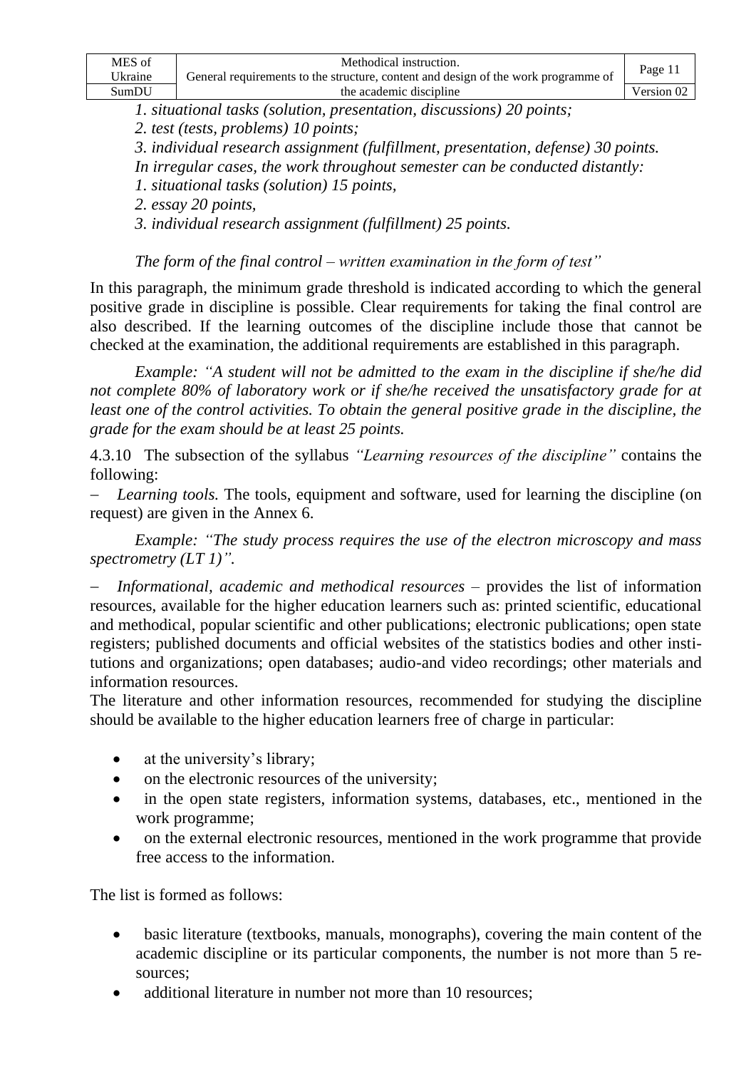*1. situational tasks (solution, presentation, discussions) 20 points;*

*2. test (tests, problems) 10 points;*

*3. individual research assignment (fulfillment, presentation, defense) 30 points.*

*In irregular cases, the work throughout semester can be conducted distantly:*

*1. situational tasks (solution) 15 points,*

*2. essay 20 points,*

*3. individual research assignment (fulfillment) 25 points.*

*The form of the final control – written examination in the form of test"*

In this paragraph, the minimum grade threshold is indicated according to which the general positive grade in discipline is possible. Clear requirements for taking the final control are also described. If the learning outcomes of the discipline include those that cannot be checked at the examination, the additional requirements are established in this paragraph.

*Example: "A student will not be admitted to the exam in the discipline if she/he did not complete 80% of laboratory work or if she/he received the unsatisfactory grade for at least one of the control activities. To obtain the general positive grade in the discipline, the grade for the exam should be at least 25 points.*

4.3.10 The subsection of the syllabus *"Learning resources of the discipline"* contains the following:

– *Learning tools.* The tools, equipment and software, used for learning the discipline (on request) are given in the Annex 6.

*Example: "The study process requires the use of the electron microscopy and mass spectrometry (LT 1)".*

– *Informational, academic and methodical resources* – provides the list of information resources, available for the higher education learners such as: printed scientific, educational and methodical, popular scientific and other publications; electronic publications; open state registers; published documents and official websites of the statistics bodies and other institutions and organizations; open databases; audio-and video recordings; other materials and information resources.

The literature and other information resources, recommended for studying the discipline should be available to the higher education learners free of charge in particular:

- at the university's library;
- on the electronic resources of the university;
- in the open state registers, information systems, databases, etc., mentioned in the work programme;
- on the external electronic resources, mentioned in the work programme that provide free access to the information.

The list is formed as follows:

- basic literature (textbooks, manuals, monographs), covering the main content of the academic discipline or its particular components, the number is not more than 5 resources;
- additional literature in number not more than 10 resources;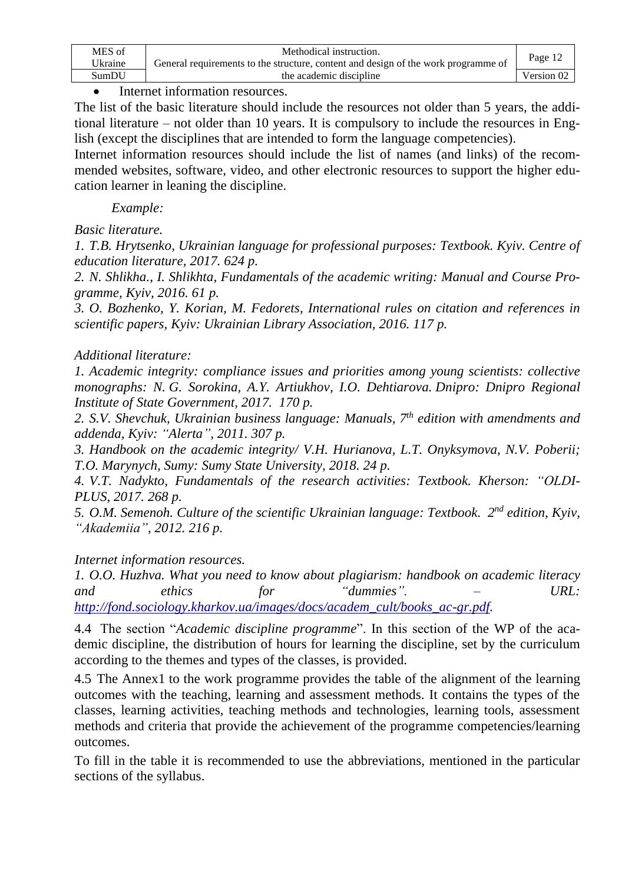- Internet information resources.

The list of the basic literature should include the resources not older than 5 years, the additional literature – not older than 10 years. It is compulsory to include the resources in English (except the disciplines that are intended to form the language competencies).

Internet information resources should include the list of names (and links) of the recommended websites, software, video, and other electronic resources to support the higher education learner in leaning the discipline.

*Example:*

*Basic literature.*

*1. T.B. Hrytsenko, Ukrainian language for professional purposes: Textbook. Kyiv. Centre of education literature, 2017. 624 p.*

*2. N. Shlikha., I. Shlikhta, Fundamentals of the academic writing: Manual and Course Programme, Kyiv, 2016. 61 p.*

*3. O. Bozhenko, Y. Korian, M. Fedorets, International rules on citation and references in scientific papers, Kyiv: Ukrainian Library Association, 2016. 117 p.*

*Additional literature:*

*1. Academic integrity: compliance issues and priorities among young scientists: collective monographs: N. G. Sorokina, A.Y. Artiukhov, I.O. Dehtiarova. Dnipro: Dnipro Regional Institute of State Government, 2017. 170 p.*

*2. S.V. Shevchuk, Ukrainian business language: Manuals, 7th edition with amendments and addenda, Kyiv: "Alerta", 2011. 307 p.*

*3. Handbook on the academic integrity/ V.H. Hurianova, L.T. Onyksymova, N.V. Poberii; T.O. Marynych, Sumy: Sumy State University, 2018. 24 p.*

*4. V.T. Nadykto, Fundamentals of the research activities: Textbook. Kherson: "OLDI-PLUS, 2017. 268 p.*

*5. O.M. Semenoh. Culture of the scientific Ukrainian language: Textbook. 2nd edition, Kyiv, "Akademiia", 2012. 216 p.*

*Internet information resources.*

*1. O.O. Huzhva. What you need to know about plagiarism: handbook on academic literacy and ethics for "dummies". – URL: [http://fond.sociology.kharkov.ua/images/docs/academ_cult/books_ac-gr.pdf](http://fond.sociology.kharkov.ua/images/docs/academ_cult/books_ac-gr.pdf).*

4.4 The section "*Academic discipline programme*". In this section of the WP of the academic discipline, the distribution of hours for learning the discipline, set by the curriculum according to the themes and types of the classes, is provided.

4.5 The Annex1 to the work programme provides the table of the alignment of the learning outcomes with the teaching, learning and assessment methods. It contains the types of the classes, learning activities, teaching methods and technologies, learning tools, assessment methods and criteria that provide the achievement of the programme competencies/learning outcomes.

To fill in the table it is recommended to use the abbreviations, mentioned in the particular sections of the syllabus.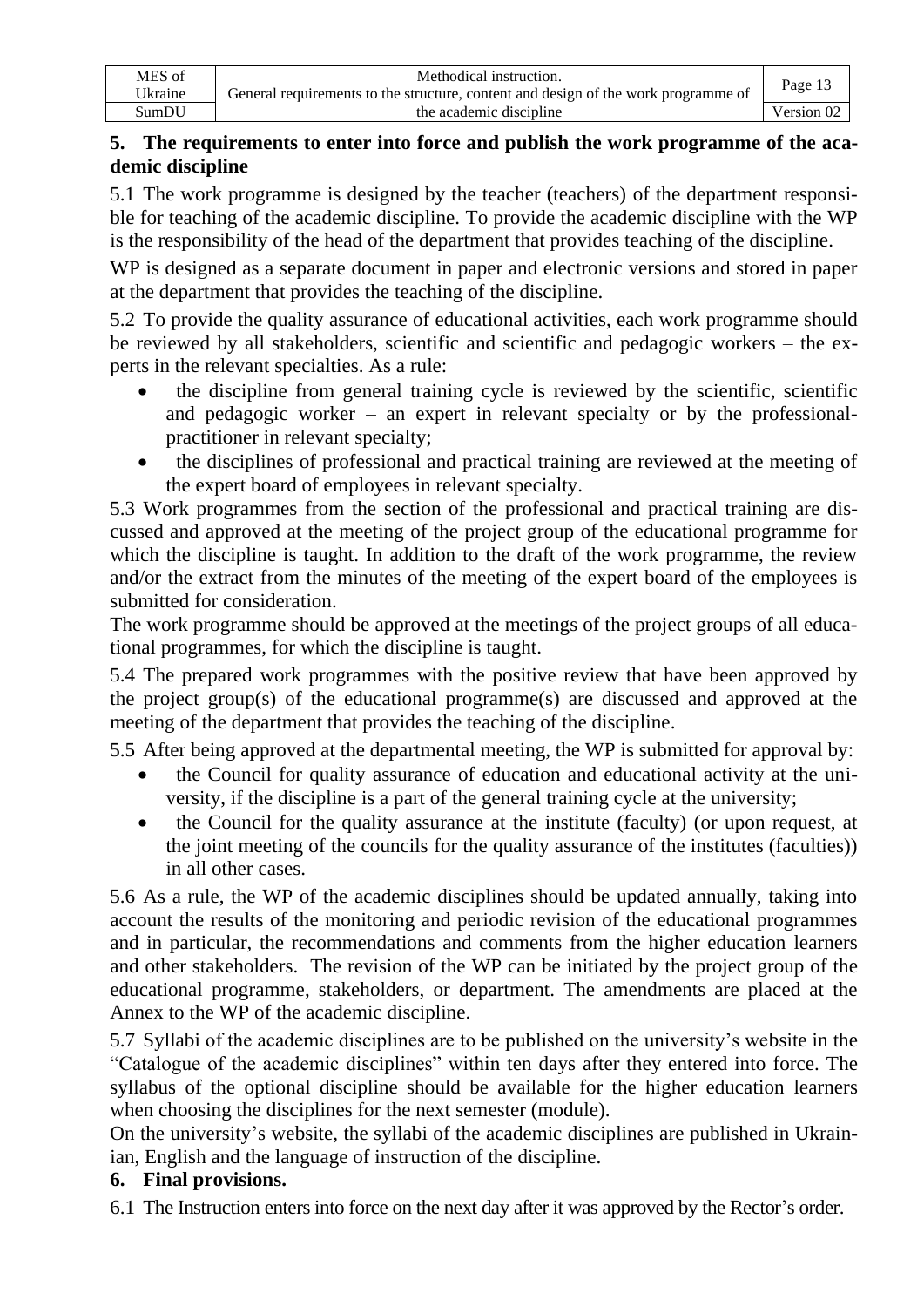## 5. The requirements to enter into force and publish the work programme of the academic discipline

5.1 The work programme is designed by the teacher (teachers) of the department responsible for teaching of the academic discipline. To provide the academic discipline with the WP is the responsibility of the head of the department that provides teaching of the discipline.

WP is designed as a separate document in paper and electronic versions and stored in paper at the department that provides the teaching of the discipline.

5.2 To provide the quality assurance of educational activities, each work programme should be reviewed by all stakeholders, scientific and scientific and pedagogic workers – the experts in the relevant specialties. As a rule:

- the discipline from general training cycle is reviewed by the scientific, scientific and pedagogic worker – an expert in relevant specialty or by the professional-practitioner in relevant specialty;
- the disciplines of professional and practical training are reviewed at the meeting of the expert board of employees in relevant specialty.

5.3 Work programmes from the section of the professional and practical training are discussed and approved at the meeting of the project group of the educational programme for which the discipline is taught. In addition to the draft of the work programme, the review and/or the extract from the minutes of the meeting of the expert board of the employees is submitted for consideration.

The work programme should be approved at the meetings of the project groups of all educational programmes, for which the discipline is taught.

5.4 The prepared work programmes with the positive review that have been approved by the project group(s) of the educational programme(s) are discussed and approved at the meeting of the department that provides the teaching of the discipline.

5.5 After being approved at the departmental meeting, the WP is submitted for approval by:

- the Council for quality assurance of education and educational activity at the university, if the discipline is a part of the general training cycle at the university;
- the Council for the quality assurance at the institute (faculty) (or upon request, at the joint meeting of the councils for the quality assurance of the institutes (faculties)) in all other cases.

5.6 As a rule, the WP of the academic disciplines should be updated annually, taking into account the results of the monitoring and periodic revision of the educational programmes and in particular, the recommendations and comments from the higher education learners and other stakeholders. The revision of the WP can be initiated by the project group of the educational programme, stakeholders, or department. The amendments are placed at the Annex to the WP of the academic discipline.

5.7 Syllabi of the academic disciplines are to be published on the university's website in the "Catalogue of the academic disciplines" within ten days after they entered into force. The syllabus of the optional discipline should be available for the higher education learners when choosing the disciplines for the next semester (module).

On the university's website, the syllabi of the academic disciplines are published in Ukrainian, English and the language of instruction of the discipline.

## 6. Final provisions.

6.1 The Instruction enters into force on the next day after it was approved by the Rector's order.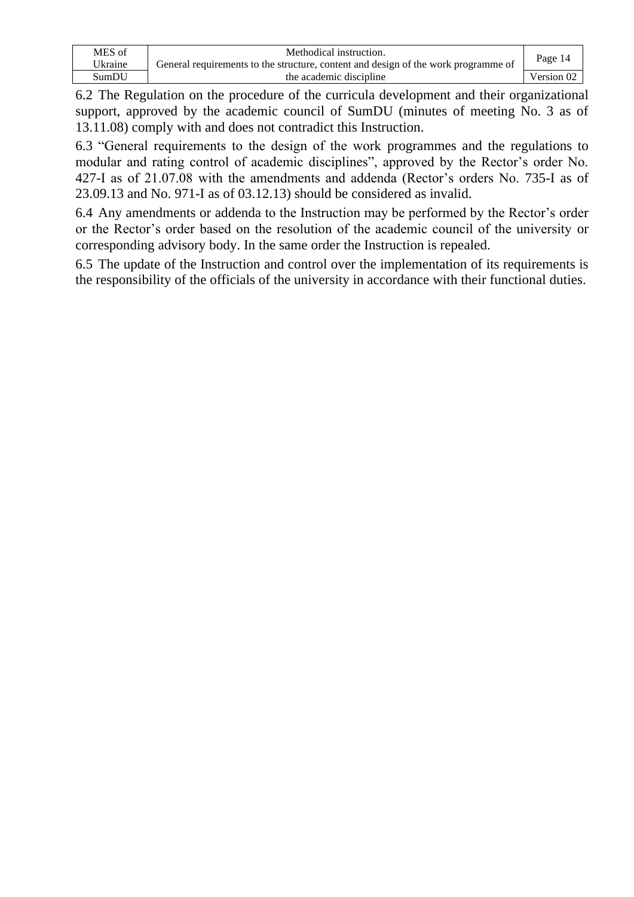6.2 The Regulation on the procedure of the curricula development and their organizational support, approved by the academic council of SumDU (minutes of meeting No. 3 as of 13.11.08) comply with and does not contradict this Instruction.

6.3 “General requirements to the design of the work programmes and the regulations to modular and rating control of academic disciplines”, approved by the Rector’s order No. 427-I as of 21.07.08 with the amendments and addenda (Rector’s orders No. 735-I as of 23.09.13 and No. 971-I as of 03.12.13) should be considered as invalid.

6.4 Any amendments or addenda to the Instruction may be performed by the Rector’s order or the Rector’s order based on the resolution of the academic council of the university or corresponding advisory body. In the same order the Instruction is repealed.

6.5 The update of the Instruction and control over the implementation of its requirements is the responsibility of the officials of the university in accordance with their functional duties.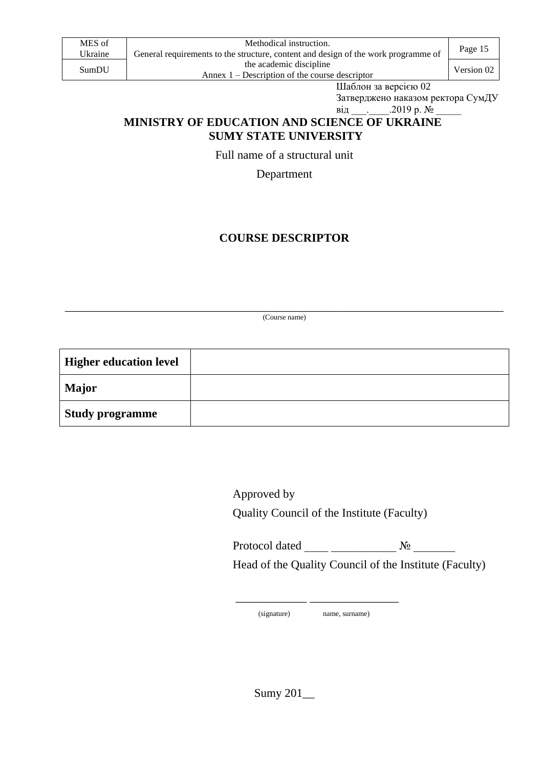Шаблон за версією 02
Затверджено наказом ректора СумДУ
від ___.____.2019 р. № _____

**MINISTRY OF EDUCATION AND SCIENCE OF UKRAINE**
**SUMY STATE UNIVERSITY**

Full name of a structural unit

Department

# COURSE DESCRIPTOR

______________________________________________________________________________
(Course name)

| **Higher education level** | |
|---|---|
| **Major** | |
| **Study programme** | |

Approved by
Quality Council of the Institute (Faculty)

Protocol dated ____ ___________ № _______
Head of the Quality Council of the Institute (Faculty)

____________ _______________
(signature) name, surname)

Sumy 201__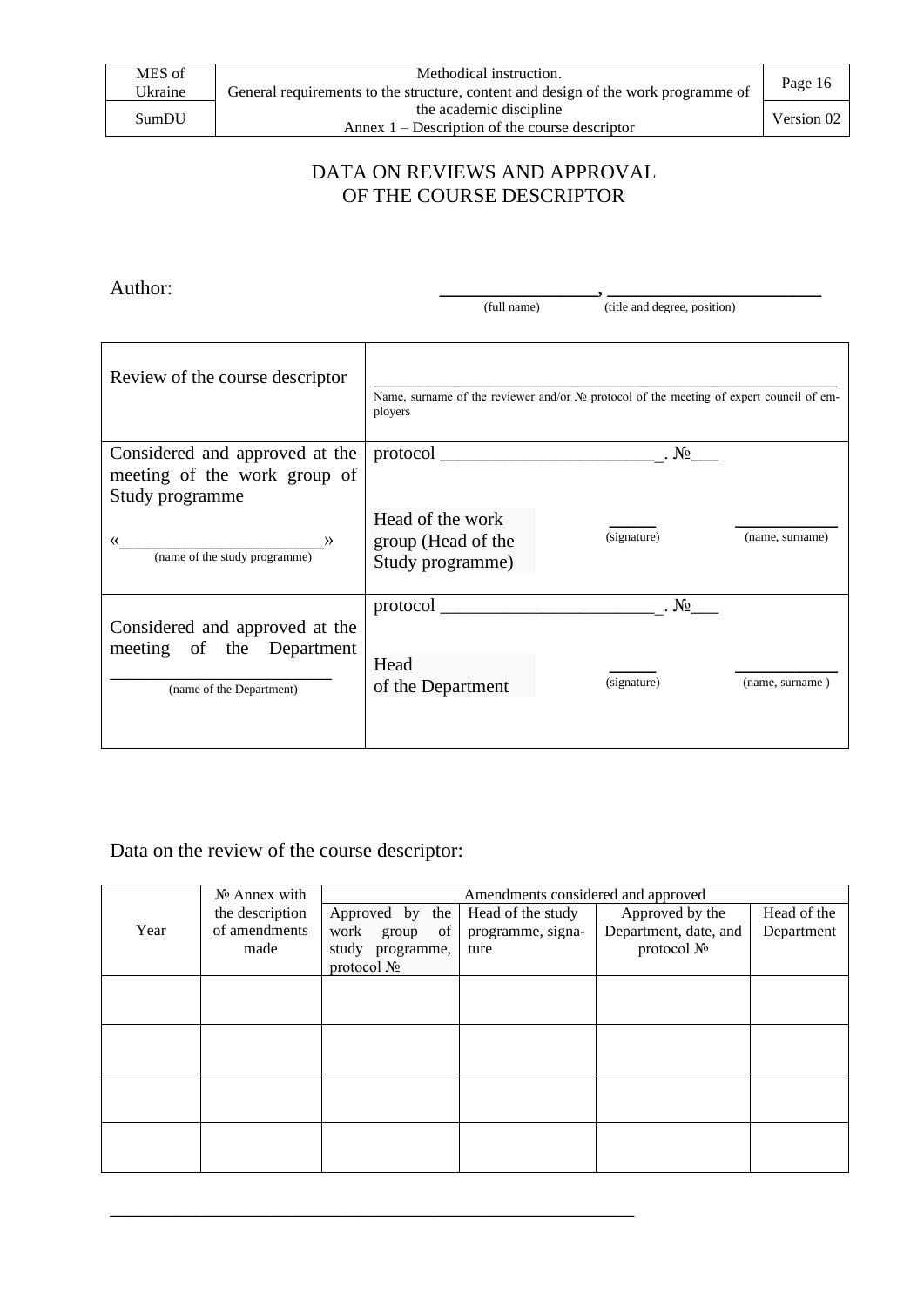# DATA ON REVIEWS AND APPROVAL OF THE COURSE DESCRIPTOR

Author: _______________, _____________________
(full name) (title and degree, position)

| Review of the course descriptor | ___________________________________________ Name, surname of the reviewer and/or № protocol of the meeting of expert council of employers |
|---|---|
| Considered and approved at the meeting of the work group of Study programme «______________________» (name of the study programme) | protocol ________________________. №___ Head of the work group (Head of the Study programme) _____ (signature) ___________ (name, surname) |
| Considered and approved at the meeting of the Department ______________________ (name of the Department) | protocol ________________________. №___ Head of the Department _____ (signature) ___________ (name, surname ) |

Data on the review of the course descriptor:

| Year | № Annex with the description of amendments made | Amendments considered and approved | | | |
|---|---|---|---|---|---|
| | | Approved by the work group of study programme, protocol № | Head of the study programme, signature | Approved by the Department, date, and protocol № | Head of the Department |
| | | | | | |
| | | | | | |
| | | | | | |
| | | | | | |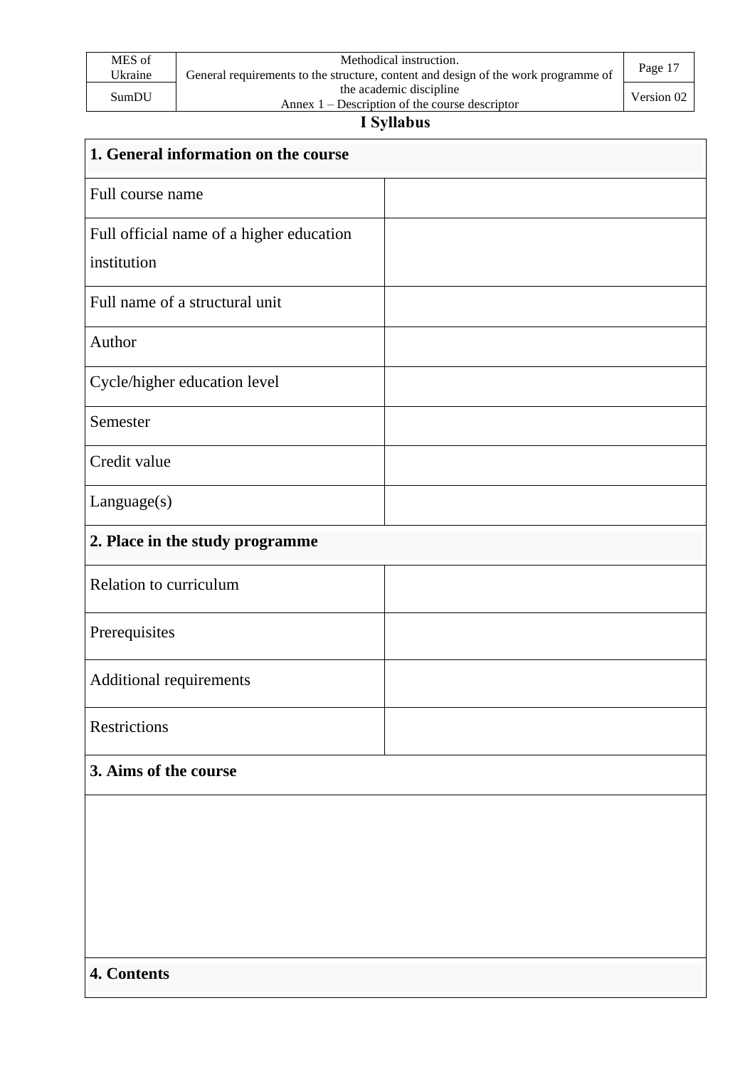# I Syllabus

| 1. General information on the course | |
|---|---|
| Full course name | |
| Full official name of a higher education institution | |
| Full name of a structural unit | |
| Author | |
| Cycle/higher education level | |
| Semester | |
| Credit value | |
| Language(s) | |
| **2. Place in the study programme** | |
| Relation to curriculum | |
| Prerequisites | |
| Additional requirements | |
| Restrictions | |
| **3. Aims of the course** | |
| | |
| **4. Contents** | |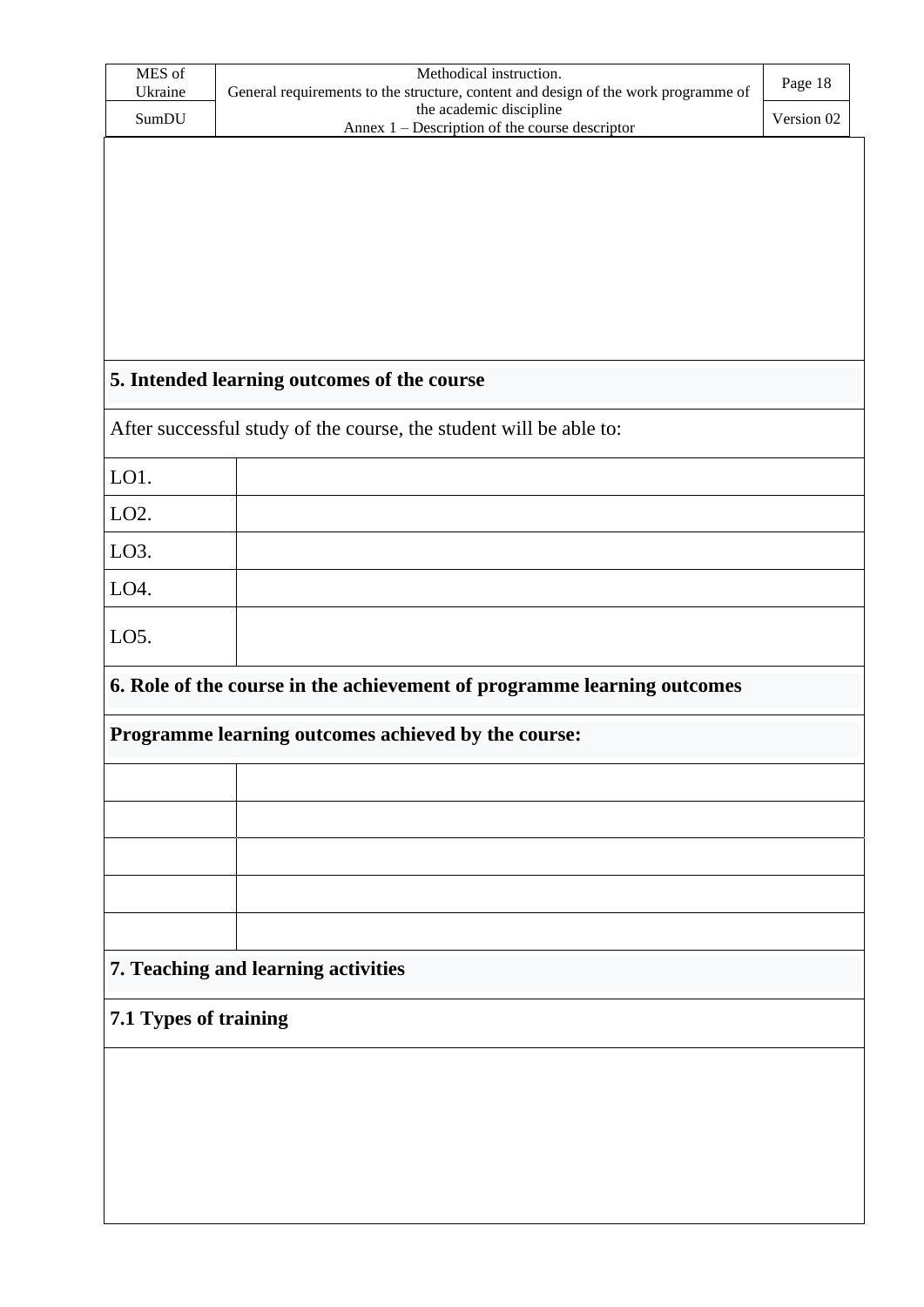## 5. Intended learning outcomes of the course

After successful study of the course, the student will be able to:

| | |
|---|---|
| LO1. | |
| LO2. | |
| LO3. | |
| LO4. | |
| LO5. | |

## 6. Role of the course in the achievement of programme learning outcomes

**Programme learning outcomes achieved by the course:**

| | |
|---|---|
| | |
| | |
| | |
| | |
| | |

## 7. Teaching and learning activities

### 7.1 Types of training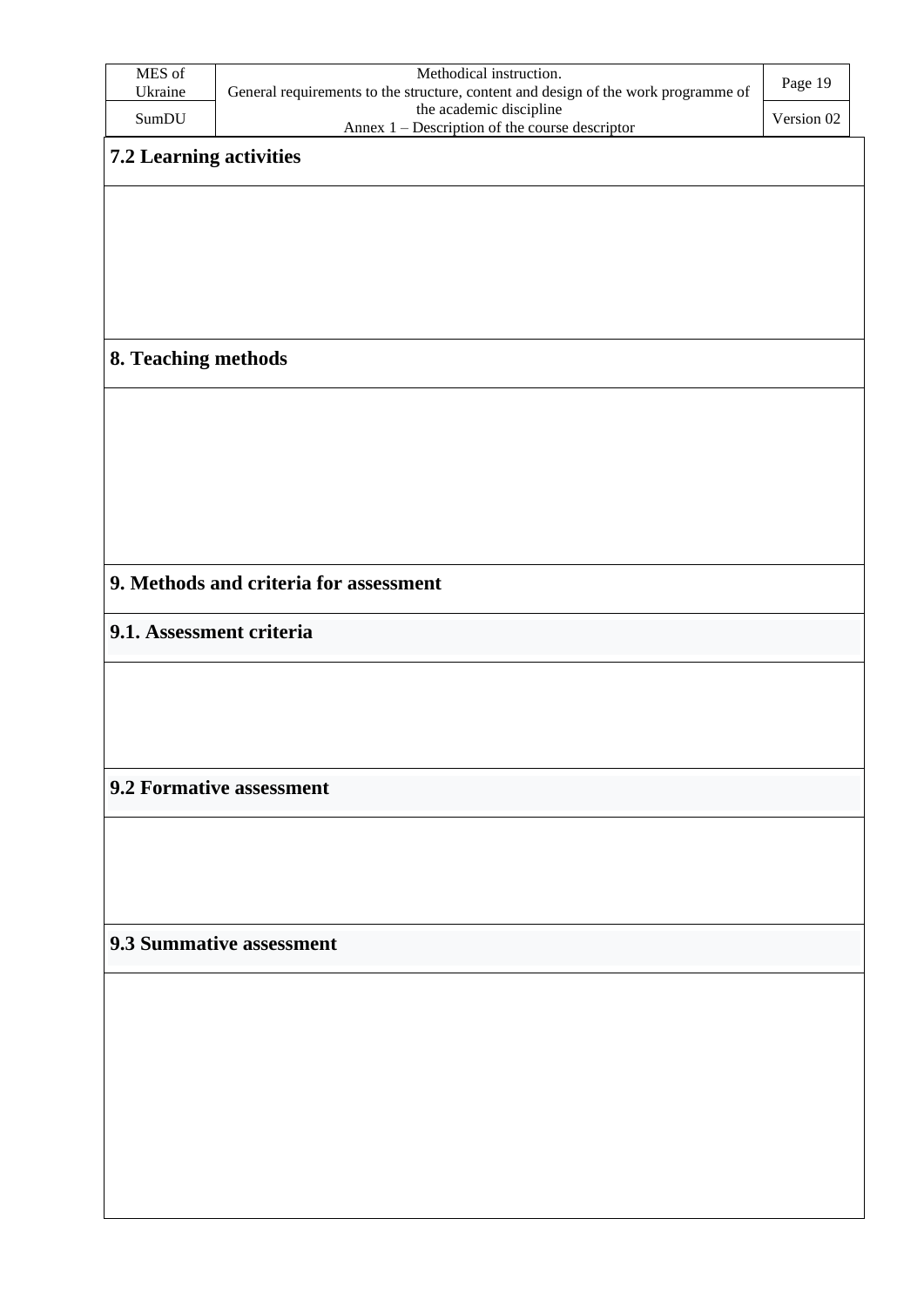## 7.2 Learning activities

## 8. Teaching methods

## 9. Methods and criteria for assessment

### 9.1. Assessment criteria

### 9.2 Formative assessment

### 9.3 Summative assessment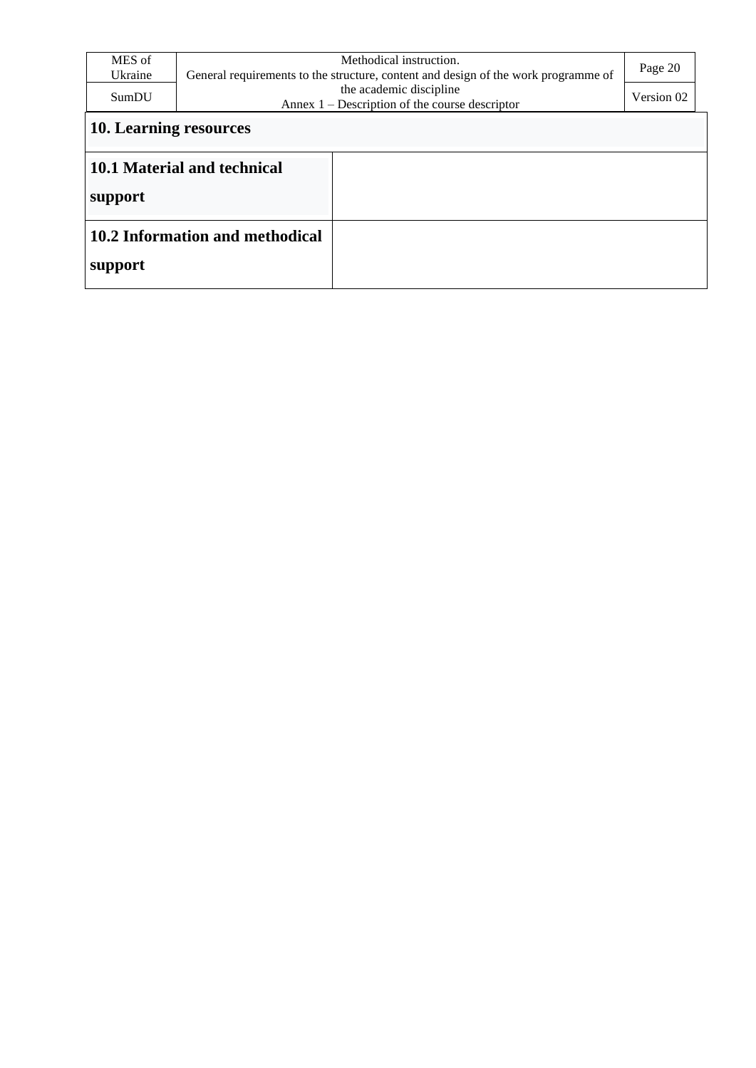## 10. Learning resources

| | |
|---|---|
| **10.1 Material and technical support** | |
| **10.2 Information and methodical support** | |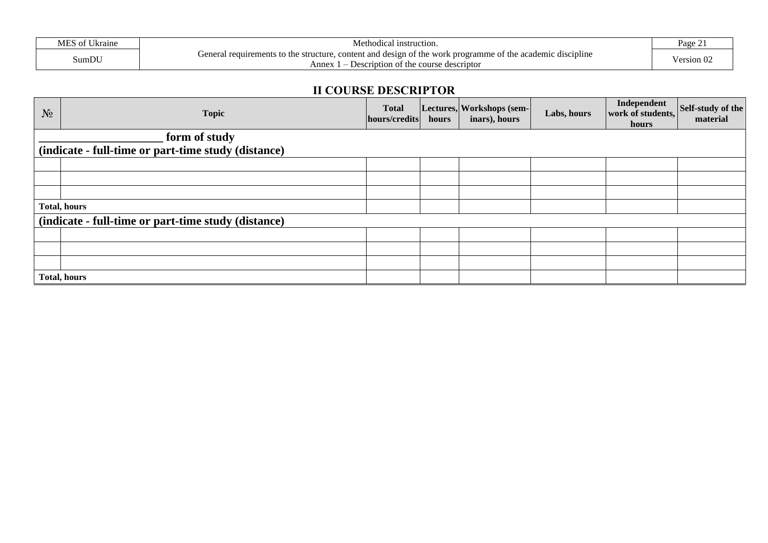## II COURSE DESCRIPTOR

| № | Topic | Total hours/credits | Lectures, hours | Workshops (seminars), hours | Labs, hours | Independent work of students, hours | Self-study of the material |
|---|---|---|---|---|---|---|---|
| **_____________________ form of study (indicate - full-time or part-time study (distance)** | | | | | | | |
| | | | | | | | |
| | | | | | | | |
| | | | | | | | |
| **Total, hours** | | | | | | | |
| **(indicate - full-time or part-time study (distance)** | | | | | | | |
| | | | | | | | |
| | | | | | | | |
| | | | | | | | |
| **Total, hours** | | | | | | | |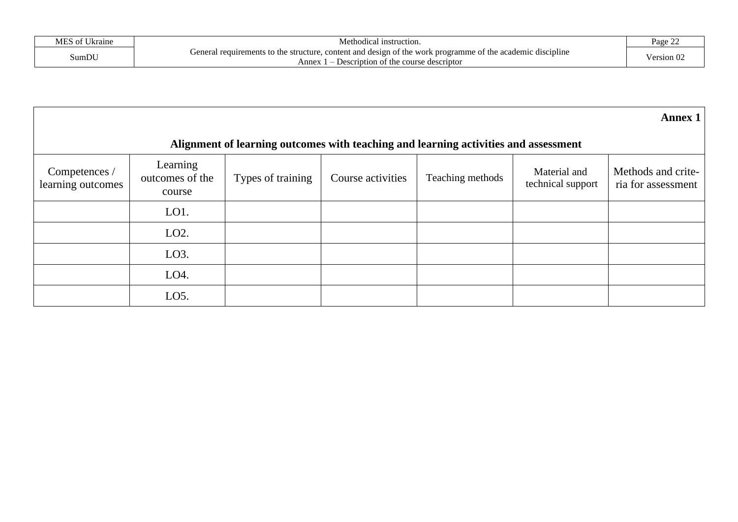**Annex 1**

## Alignment of learning outcomes with teaching and learning activities and assessment

| Competences / learning outcomes | Learning outcomes of the course | Types of training | Course activities | Teaching methods | Material and technical support | Methods and criteria for assessment |
|---|---|---|---|---|---|---|
| | LO1. | | | | | |
| | LO2. | | | | | |
| | LO3. | | | | | |
| | LO4. | | | | | |
| | LO5. | | | | | |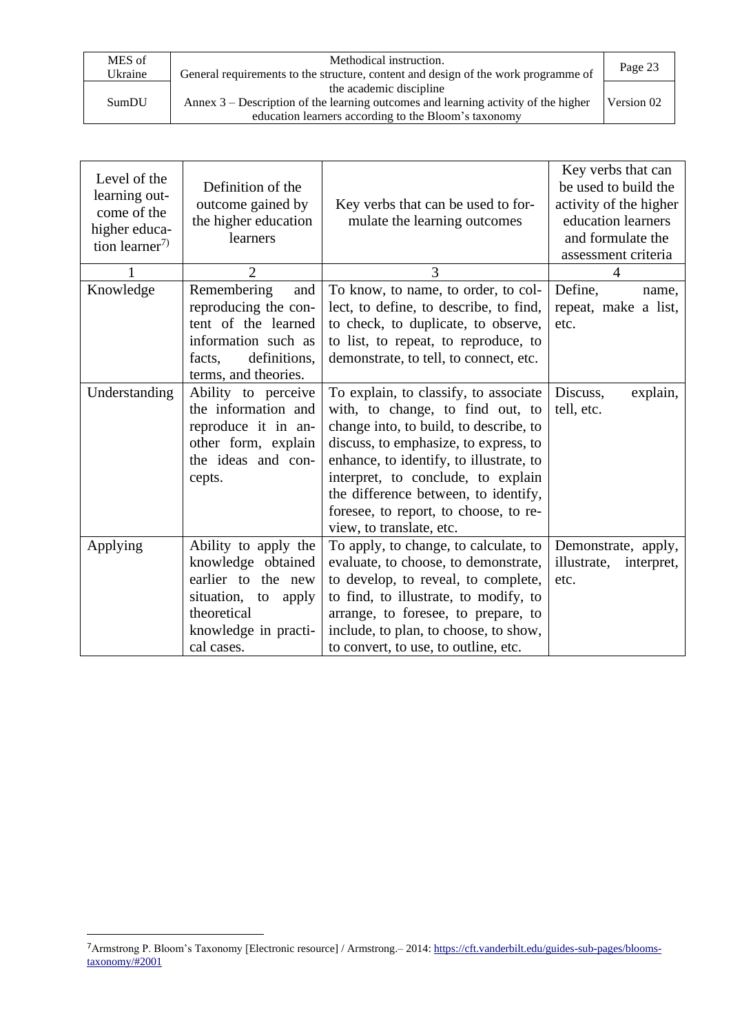| Level of the learning outcome of the higher education learner[7)] | Definition of the outcome gained by the higher education learners | Key verbs that can be used to formulate the learning outcomes | Key verbs that can be used to build the activity of the higher education learners and formulate the assessment criteria |
|---|---|---|---|
| 1 | 2 | 3 | 4 |
| Knowledge | Remembering and reproducing the content of the learned information such as facts, definitions, terms, and theories. | To know, to name, to order, to collect, to define, to describe, to find, to check, to duplicate, to observe, to list, to repeat, to reproduce, to demonstrate, to tell, to connect, etc. | Define, name, repeat, make a list, etc. |
| Understanding | Ability to perceive the information and reproduce it in another form, explain the ideas and concepts. | To explain, to classify, to associate with, to change, to find out, to change into, to build, to describe, to discuss, to emphasize, to express, to enhance, to identify, to illustrate, to interpret, to conclude, to explain the difference between, to identify, foresee, to report, to choose, to review, to translate, etc. | Discuss, explain, tell, etc. |
| Applying | Ability to apply the knowledge obtained earlier to the new situation, to apply theoretical knowledge in practical cases. | To apply, to change, to calculate, to evaluate, to choose, to demonstrate, to develop, to reveal, to complete, to find, to illustrate, to modify, to arrange, to foresee, to prepare, to include, to plan, to choose, to show, to convert, to use, to outline, etc. | Demonstrate, apply, illustrate, interpret, etc. |

[7]Armstrong P. Bloom's Taxonomy [Electronic resource] / Armstrong.– 2014: https://cft.vanderbilt.edu/guides-sub-pages/blooms-taxonomy/#2001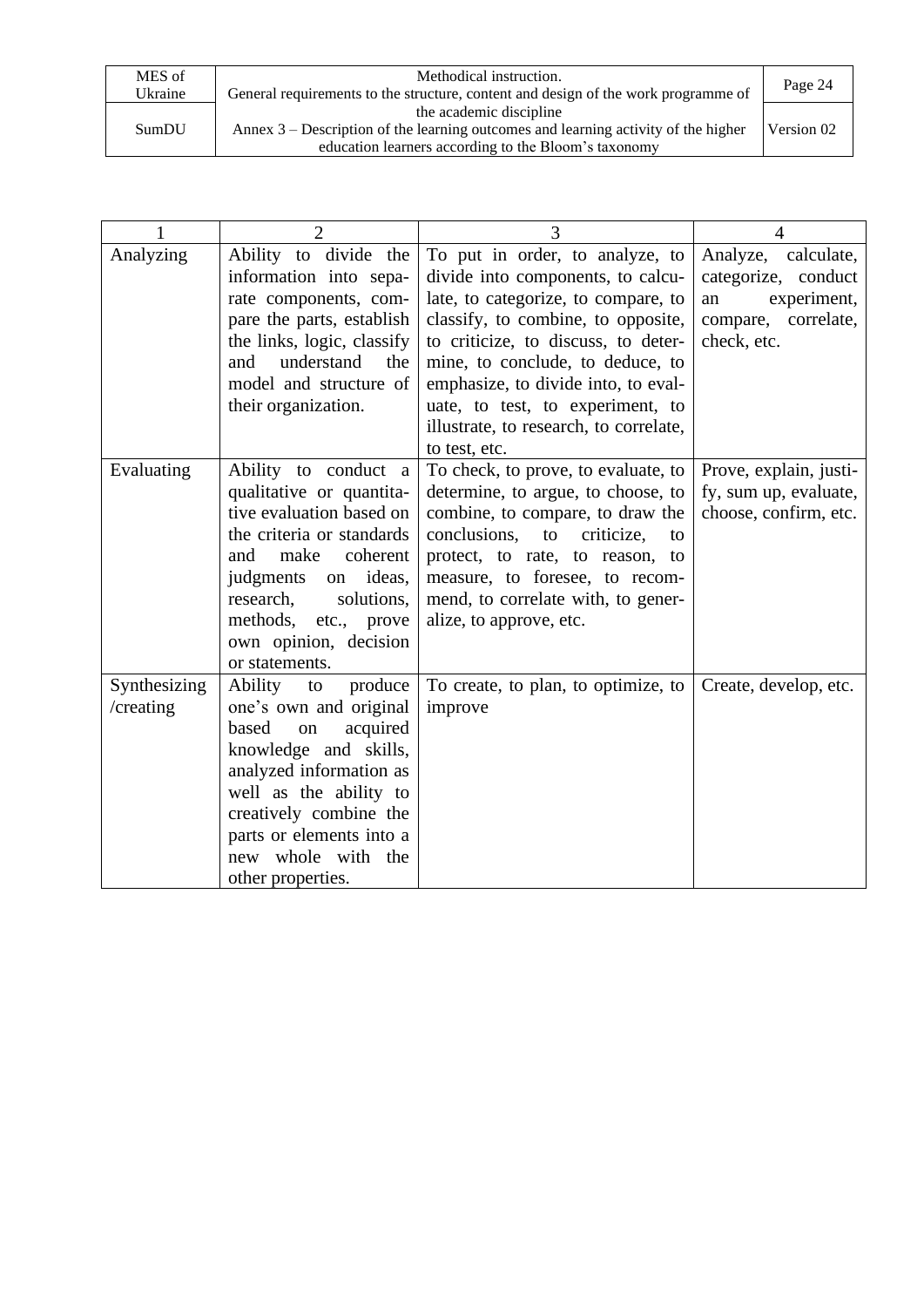| 1 | 2 | 3 | 4 |
|---|---|---|---|
| Analyzing | Ability to divide the information into separate components, compare the parts, establish the links, logic, classify and understand the model and structure of their organization. | To put in order, to analyze, to divide into components, to calculate, to categorize, to compare, to classify, to combine, to opposite, to criticize, to discuss, to determine, to conclude, to deduce, to emphasize, to divide into, to evaluate, to test, to experiment, to illustrate, to research, to correlate, to test, etc. | Analyze, calculate, categorize, conduct an experiment, compare, correlate, check, etc. |
| Evaluating | Ability to conduct a qualitative or quantitative evaluation based on the criteria or standards and make coherent judgments on ideas, research, solutions, methods, etc., prove own opinion, decision or statements. | To check, to prove, to evaluate, to determine, to argue, to choose, to combine, to compare, to draw the conclusions, to criticize, to protect, to rate, to reason, to measure, to foresee, to recommend, to correlate with, to generalize, to approve, etc. | Prove, explain, justify, sum up, evaluate, choose, confirm, etc. |
| Synthesizing /creating | Ability to produce one's own and original based on acquired knowledge and skills, analyzed information as well as the ability to creatively combine the parts or elements into a new whole with the other properties. | To create, to plan, to optimize, to improve | Create, develop, etc. |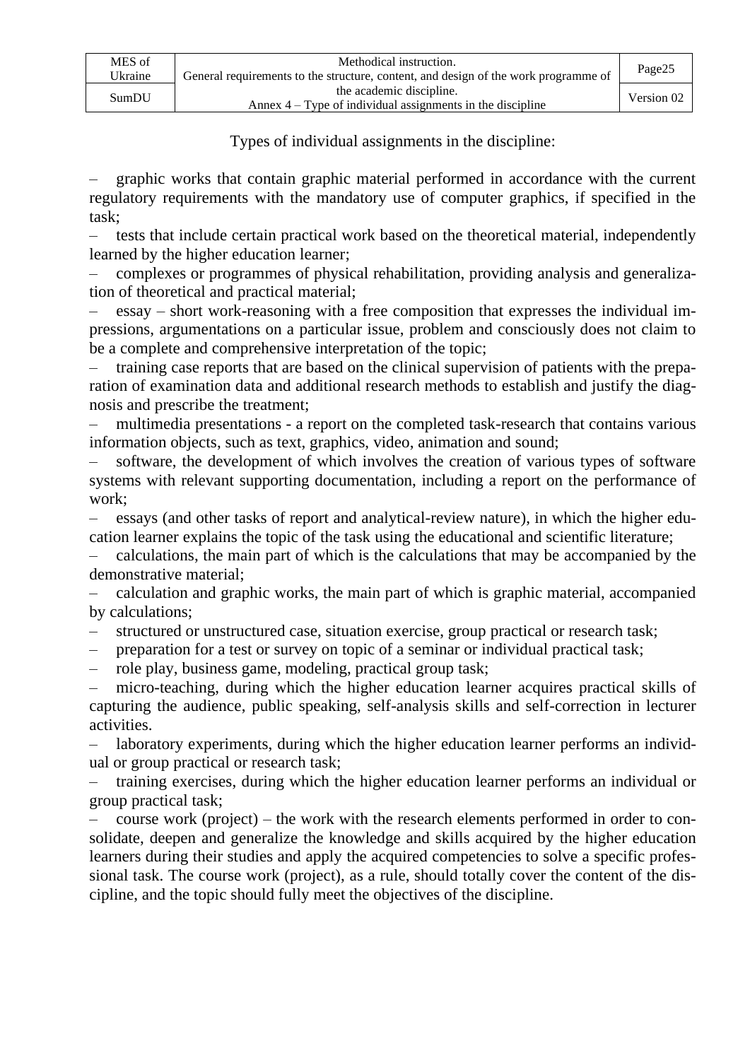Types of individual assignments in the discipline:

- graphic works that contain graphic material performed in accordance with the current regulatory requirements with the mandatory use of computer graphics, if specified in the task;
- tests that include certain practical work based on the theoretical material, independently learned by the higher education learner;
- complexes or programmes of physical rehabilitation, providing analysis and generalization of theoretical and practical material;
- essay – short work-reasoning with a free composition that expresses the individual impressions, argumentations on a particular issue, problem and consciously does not claim to be a complete and comprehensive interpretation of the topic;
- training case reports that are based on the clinical supervision of patients with the preparation of examination data and additional research methods to establish and justify the diagnosis and prescribe the treatment;
- multimedia presentations - a report on the completed task-research that contains various information objects, such as text, graphics, video, animation and sound;
- software, the development of which involves the creation of various types of software systems with relevant supporting documentation, including a report on the performance of work;
- essays (and other tasks of report and analytical-review nature), in which the higher education learner explains the topic of the task using the educational and scientific literature;
- calculations, the main part of which is the calculations that may be accompanied by the demonstrative material;
- calculation and graphic works, the main part of which is graphic material, accompanied by calculations;
- structured or unstructured case, situation exercise, group practical or research task;
- preparation for a test or survey on topic of a seminar or individual practical task;
- role play, business game, modeling, practical group task;
- micro-teaching, during which the higher education learner acquires practical skills of capturing the audience, public speaking, self-analysis skills and self-correction in lecturer activities.
- laboratory experiments, during which the higher education learner performs an individual or group practical or research task;
- training exercises, during which the higher education learner performs an individual or group practical task;
- course work (project) – the work with the research elements performed in order to consolidate, deepen and generalize the knowledge and skills acquired by the higher education learners during their studies and apply the acquired competencies to solve a specific professional task. The course work (project), as a rule, should totally cover the content of the discipline, and the topic should fully meet the objectives of the discipline.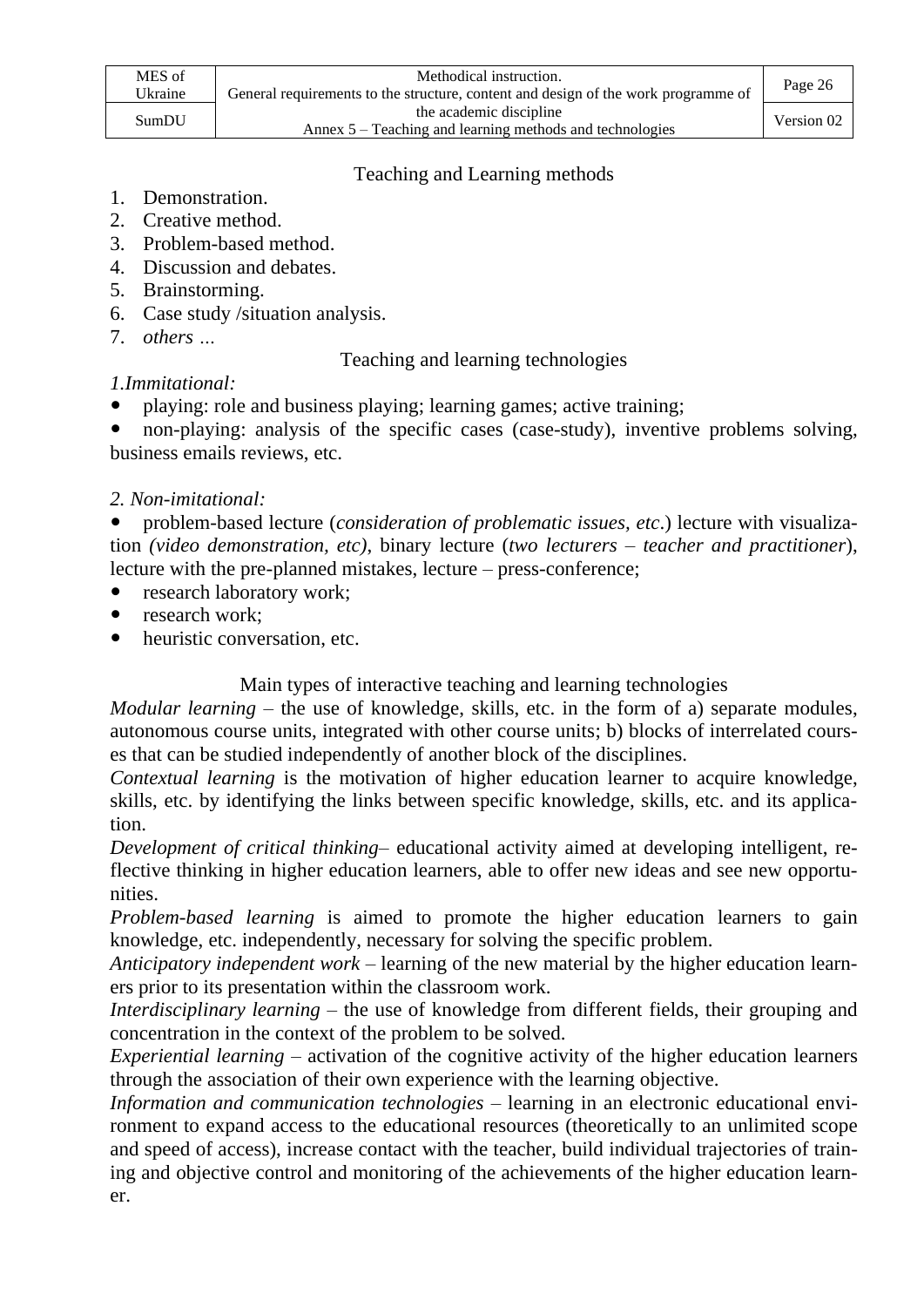## Teaching and Learning methods

1. Demonstration.
2. Creative method.
3. Problem-based method.
4. Discussion and debates.
5. Brainstorming.
6. Case study /situation analysis.
7. *others …*

## Teaching and learning technologies

*1.Immitational:*

- playing: role and business playing; learning games; active training;
- non-playing: analysis of the specific cases (case-study), inventive problems solving, business emails reviews, etc.

*2. Non-imitational:*

- problem-based lecture (*consideration of problematic issues, etc.*) lecture with visualization *(video demonstration, etc)*, binary lecture (*two lecturers – teacher and practitioner*), lecture with the pre-planned mistakes, lecture – press-conference;
- research laboratory work;
- research work;
- heuristic conversation, etc.

## Main types of interactive teaching and learning technologies

*Modular learning* – the use of knowledge, skills, etc. in the form of a) separate modules, autonomous course units, integrated with other course units; b) blocks of interrelated courses that can be studied independently of another block of the disciplines.

*Contextual learning* is the motivation of higher education learner to acquire knowledge, skills, etc. by identifying the links between specific knowledge, skills, etc. and its application.

*Development of critical thinking*– educational activity aimed at developing intelligent, reflective thinking in higher education learners, able to offer new ideas and see new opportunities.

*Problem-based learning* is aimed to promote the higher education learners to gain knowledge, etc. independently, necessary for solving the specific problem.

*Anticipatory independent work* – learning of the new material by the higher education learners prior to its presentation within the classroom work.

*Interdisciplinary learning* – the use of knowledge from different fields, their grouping and concentration in the context of the problem to be solved.

*Experiential learning* – activation of the cognitive activity of the higher education learners through the association of their own experience with the learning objective.

*Information and communication technologies* – learning in an electronic educational environment to expand access to the educational resources (theoretically to an unlimited scope and speed of access), increase contact with the teacher, build individual trajectories of training and objective control and monitoring of the achievements of the higher education learner.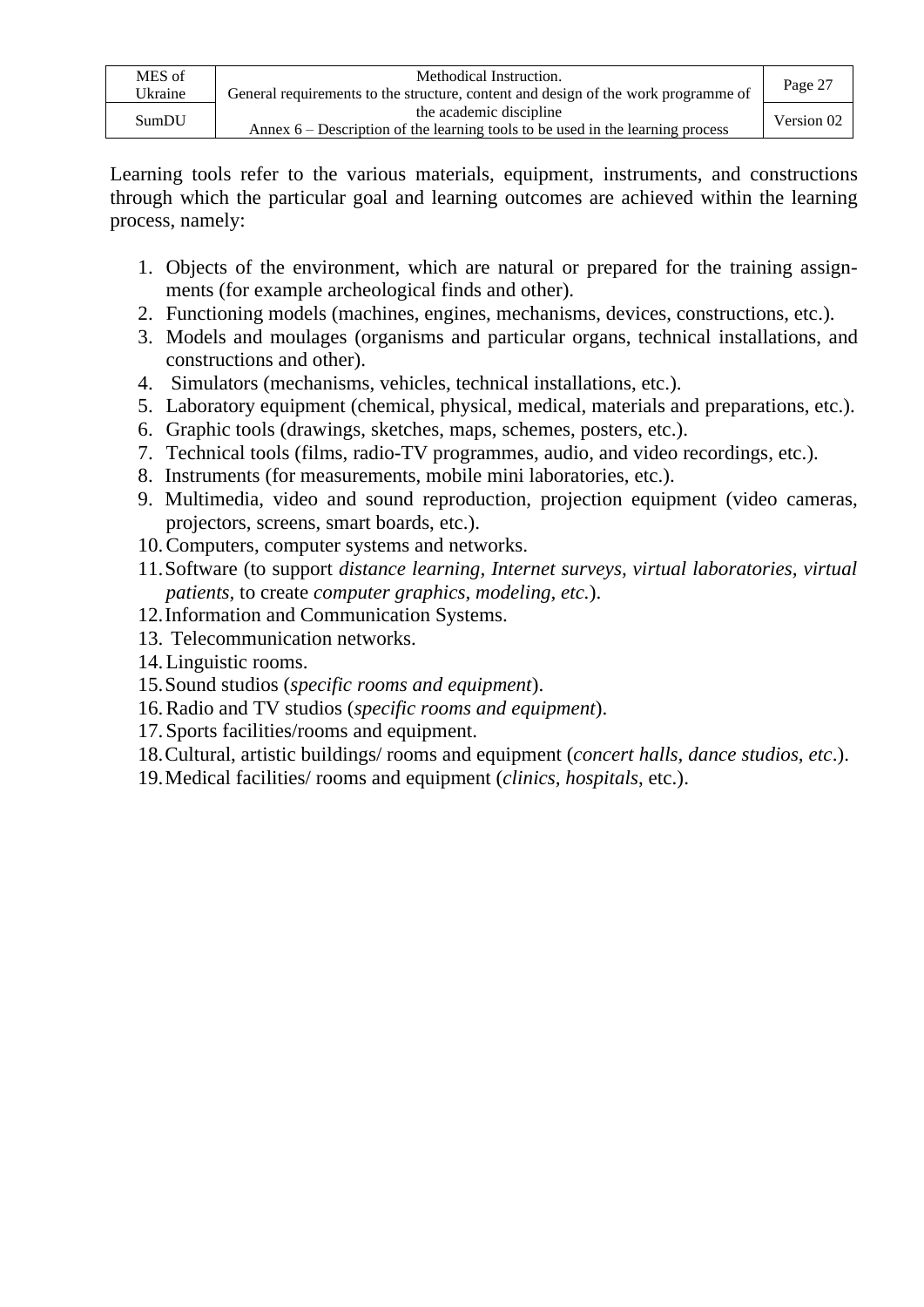Learning tools refer to the various materials, equipment, instruments, and constructions through which the particular goal and learning outcomes are achieved within the learning process, namely:

1. Objects of the environment, which are natural or prepared for the training assignments (for example archeological finds and other).
2. Functioning models (machines, engines, mechanisms, devices, constructions, etc.).
3. Models and moulages (organisms and particular organs, technical installations, and constructions and other).
4. Simulators (mechanisms, vehicles, technical installations, etc.).
5. Laboratory equipment (chemical, physical, medical, materials and preparations, etc.).
6. Graphic tools (drawings, sketches, maps, schemes, posters, etc.).
7. Technical tools (films, radio-TV programmes, audio, and video recordings, etc.).
8. Instruments (for measurements, mobile mini laboratories, etc.).
9. Multimedia, video and sound reproduction, projection equipment (video cameras, projectors, screens, smart boards, etc.).
10. Computers, computer systems and networks.
11. Software (to support *distance learning, Internet surveys, virtual laboratories, virtual patients*, to create *computer graphics, modeling, etc.*).
12. Information and Communication Systems.
13. Telecommunication networks.
14. Linguistic rooms.
15. Sound studios (*specific rooms and equipment*).
16. Radio and TV studios (*specific rooms and equipment*).
17. Sports facilities/rooms and equipment.
18. Cultural, artistic buildings/ rooms and equipment (*concert halls, dance studios, etc*.).
19. Medical facilities/ rooms and equipment (*clinics, hospitals*, etc.).